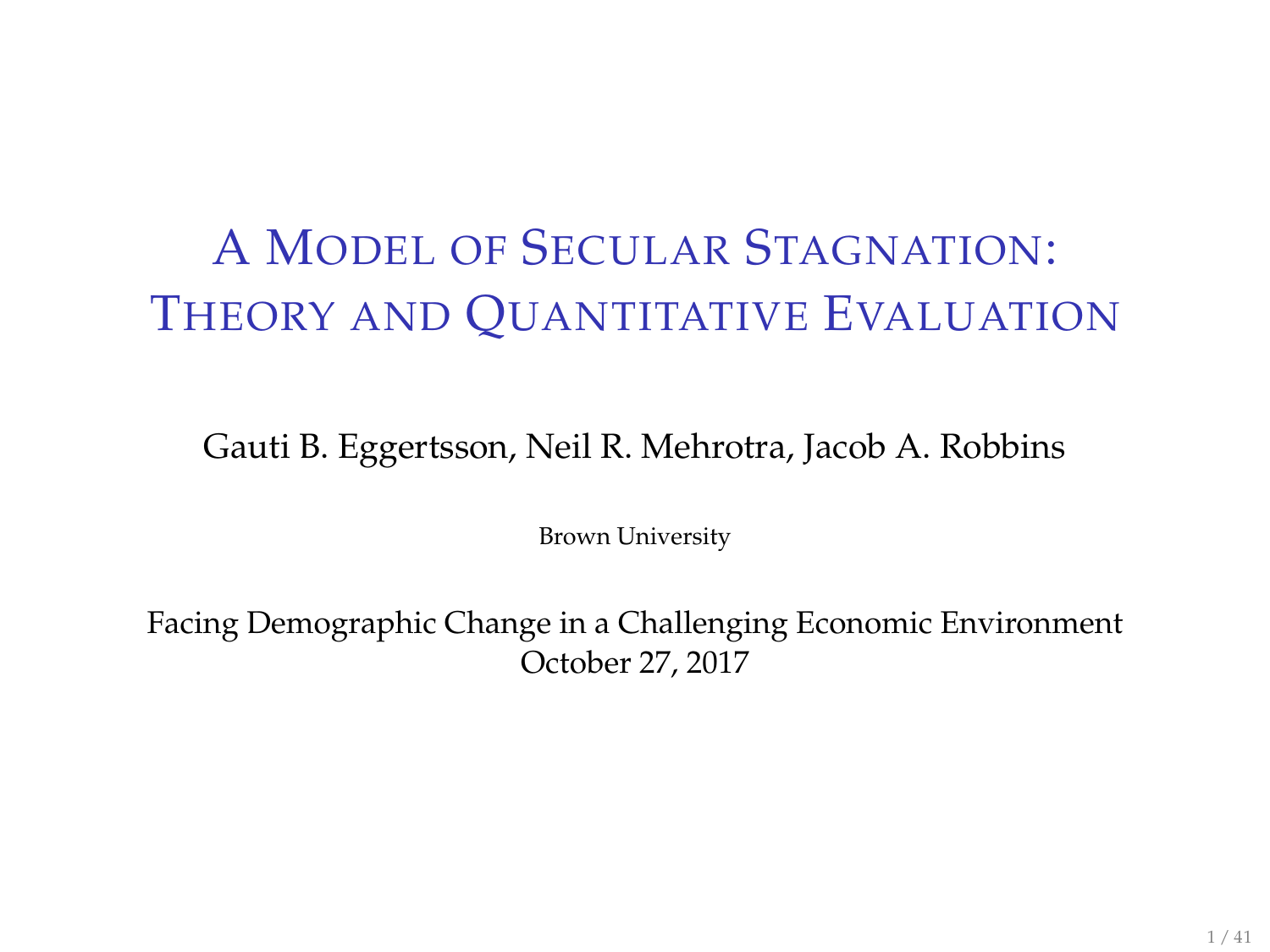# A Model of Secular Stagnation: Theory and Quantitative Evaluation

Gauti B. Eggertsson, Neil R. Mehrotra, Jacob A. Robbins

Brown University

Facing Demographic Change in a Challenging Economic Environment
October 27, 2017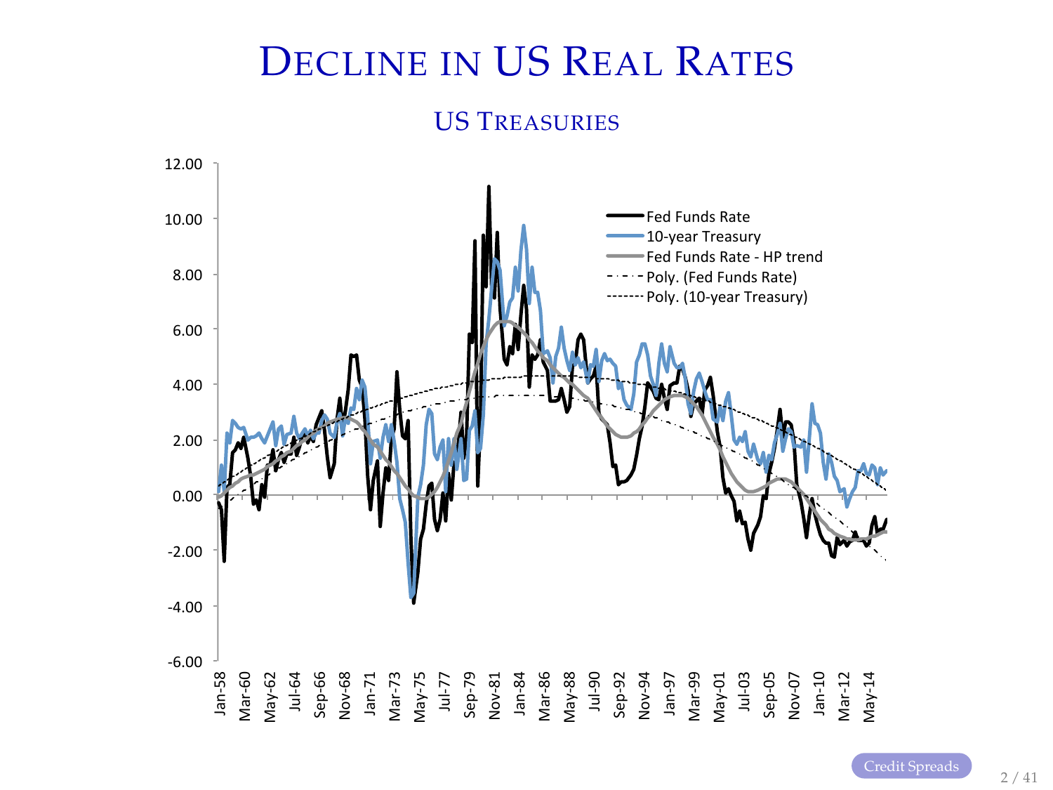# Decline in US Real Rates

## US Treasuries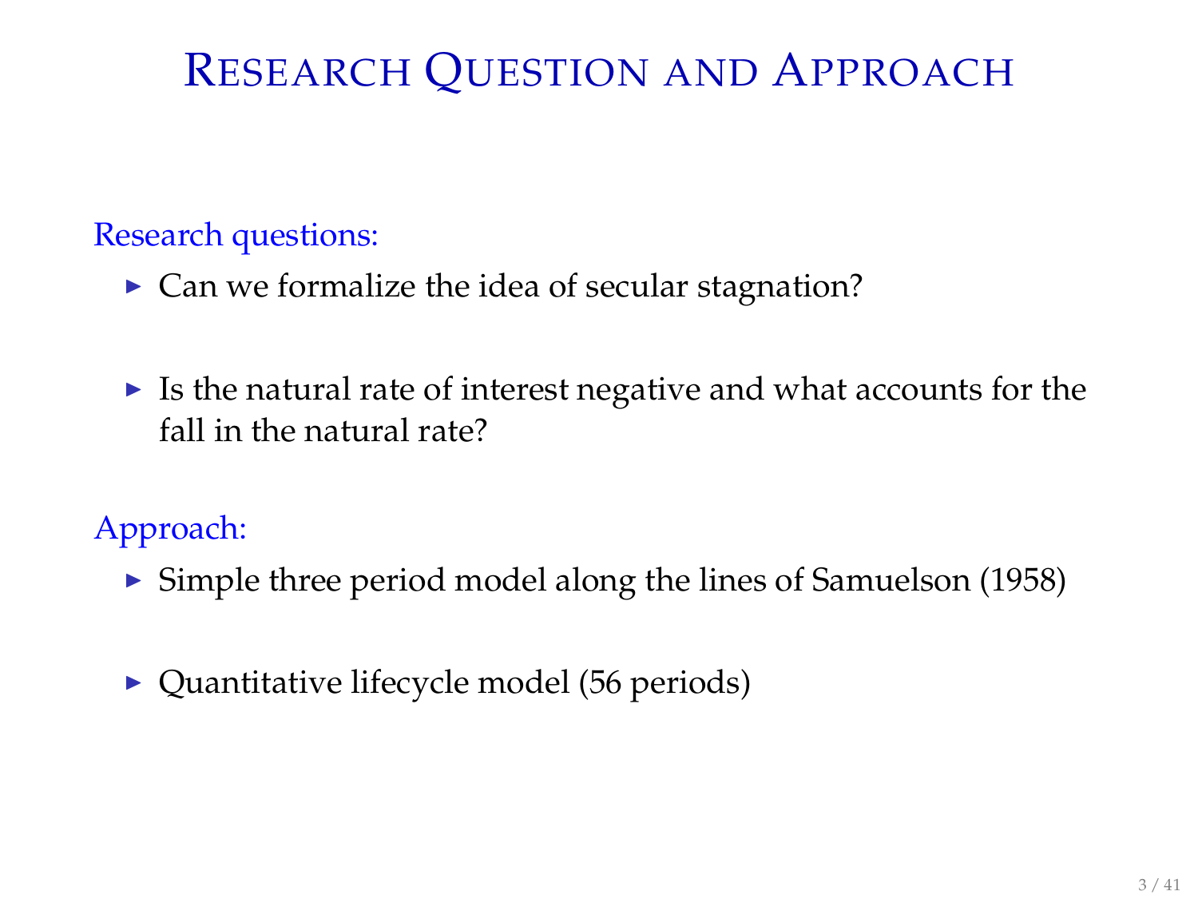# Research Question and Approach

Research questions:

- Can we formalize the idea of secular stagnation?
- Is the natural rate of interest negative and what accounts for the fall in the natural rate?

Approach:

- Simple three period model along the lines of Samuelson (1958)
- Quantitative lifecycle model (56 periods)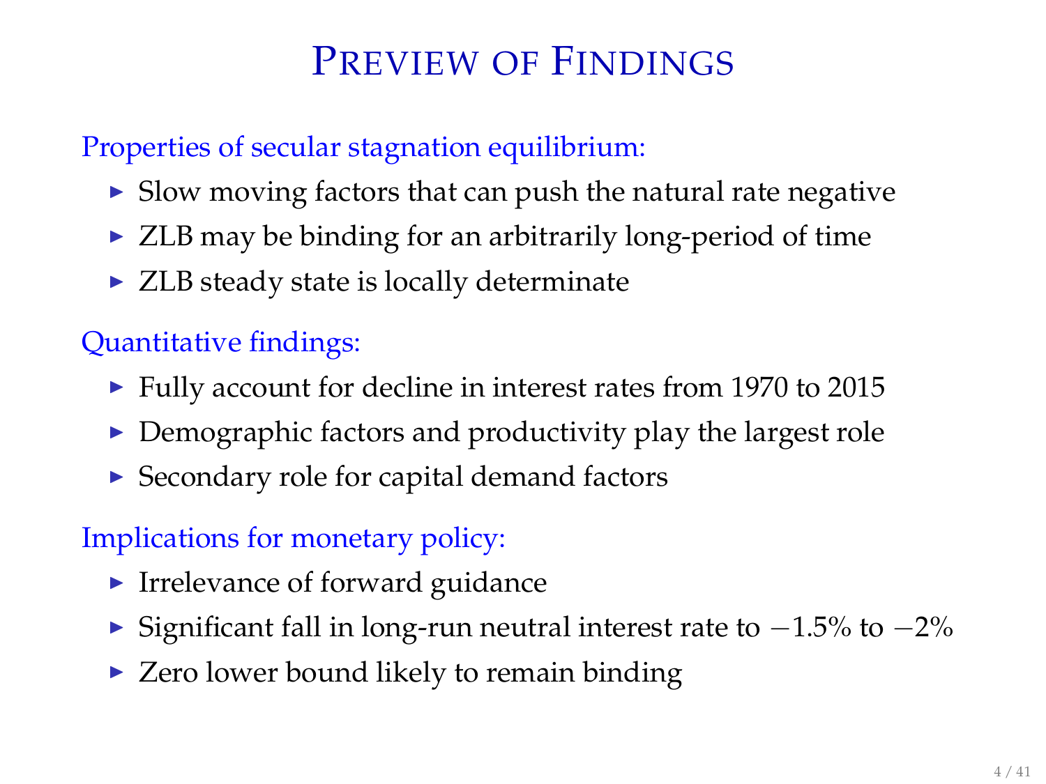# Preview of Findings

Properties of secular stagnation equilibrium:

- Slow moving factors that can push the natural rate negative
- ZLB may be binding for an arbitrarily long-period of time
- ZLB steady state is locally determinate

Quantitative findings:

- Fully account for decline in interest rates from 1970 to 2015
- Demographic factors and productivity play the largest role
- Secondary role for capital demand factors

Implications for monetary policy:

- Irrelevance of forward guidance
- Significant fall in long-run neutral interest rate to $-1.5\%$ to $-2\%$
- Zero lower bound likely to remain binding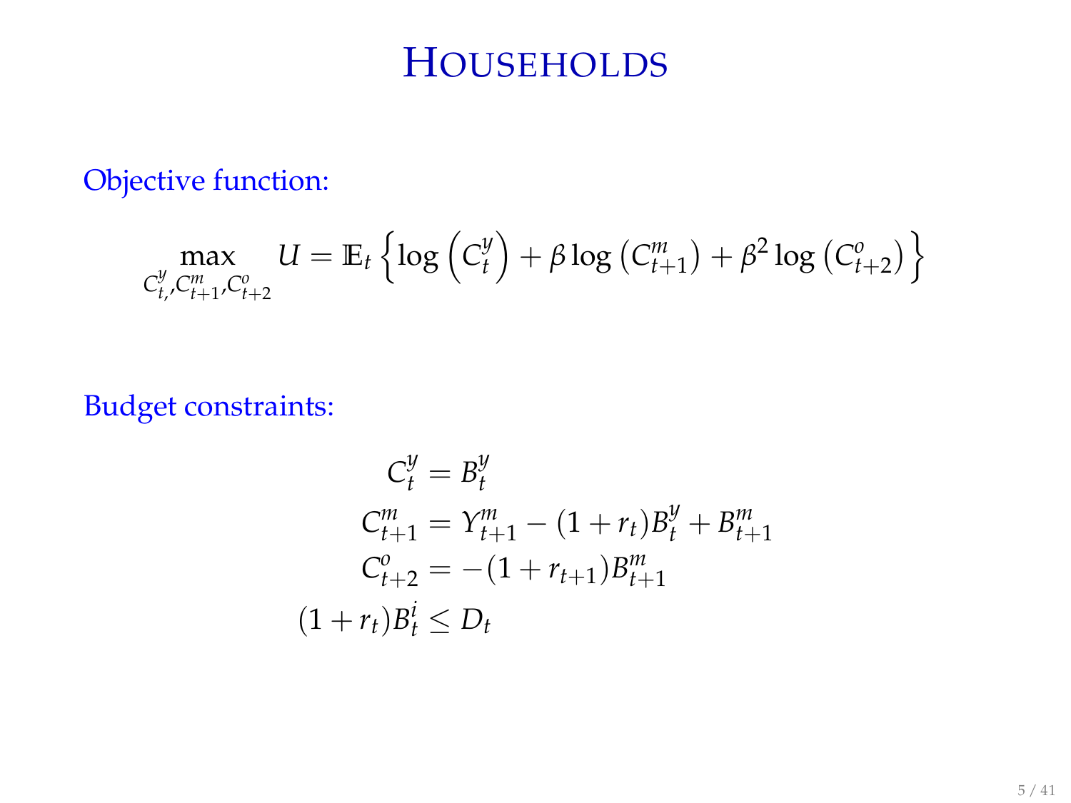# HOUSEHOLDS

Objective function:

$$\max_{C_{t,}^{y}, C_{t+1}^{m}, C_{t+2}^{o}} U = \mathbb{E}_t \left\{ \log \left( C_t^y \right) + \beta \log \left( C_{t+1}^m \right) + \beta^2 \log \left( C_{t+2}^o \right) \right\}$$

Budget constraints:

$$\begin{aligned}
C_t^y &= B_t^y \\
C_{t+1}^m &= Y_{t+1}^m - (1 + r_t) B_t^y + B_{t+1}^m \\
C_{t+2}^o &= -(1 + r_{t+1}) B_{t+1}^m \\
(1 + r_t) B_t^i &\leq D_t
\end{aligned}$$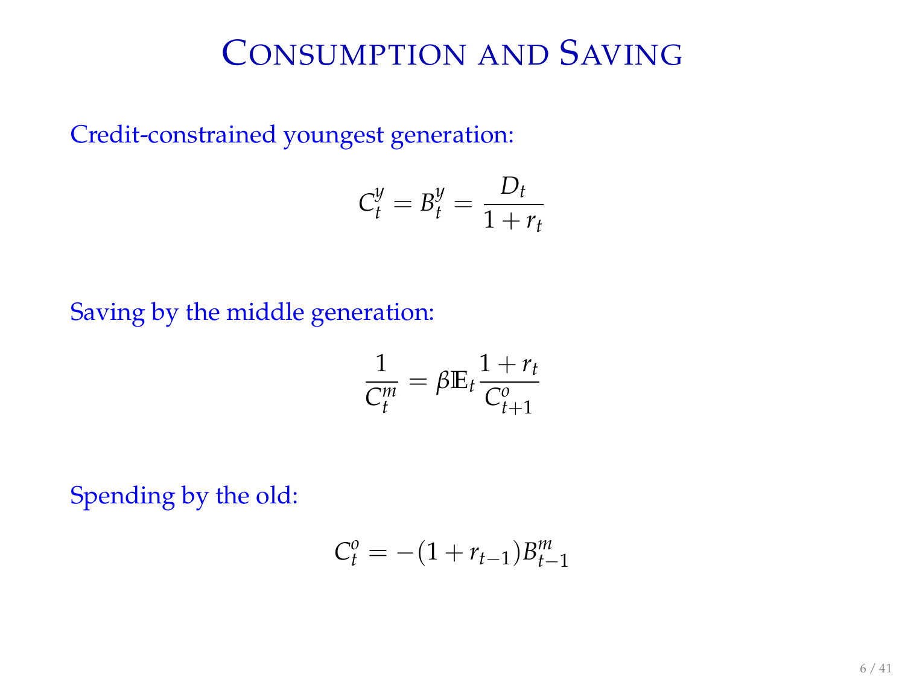# Consumption and Saving

Credit-constrained youngest generation:

$$C_t^y = B_t^y = \frac{D_t}{1 + r_t}$$

Saving by the middle generation:

$$\frac{1}{C_t^m} = \beta \mathbb{E}_t \frac{1 + r_t}{C_{t+1}^o}$$

Spending by the old:

$$C_t^o = -(1 + r_{t-1}) B_{t-1}^m$$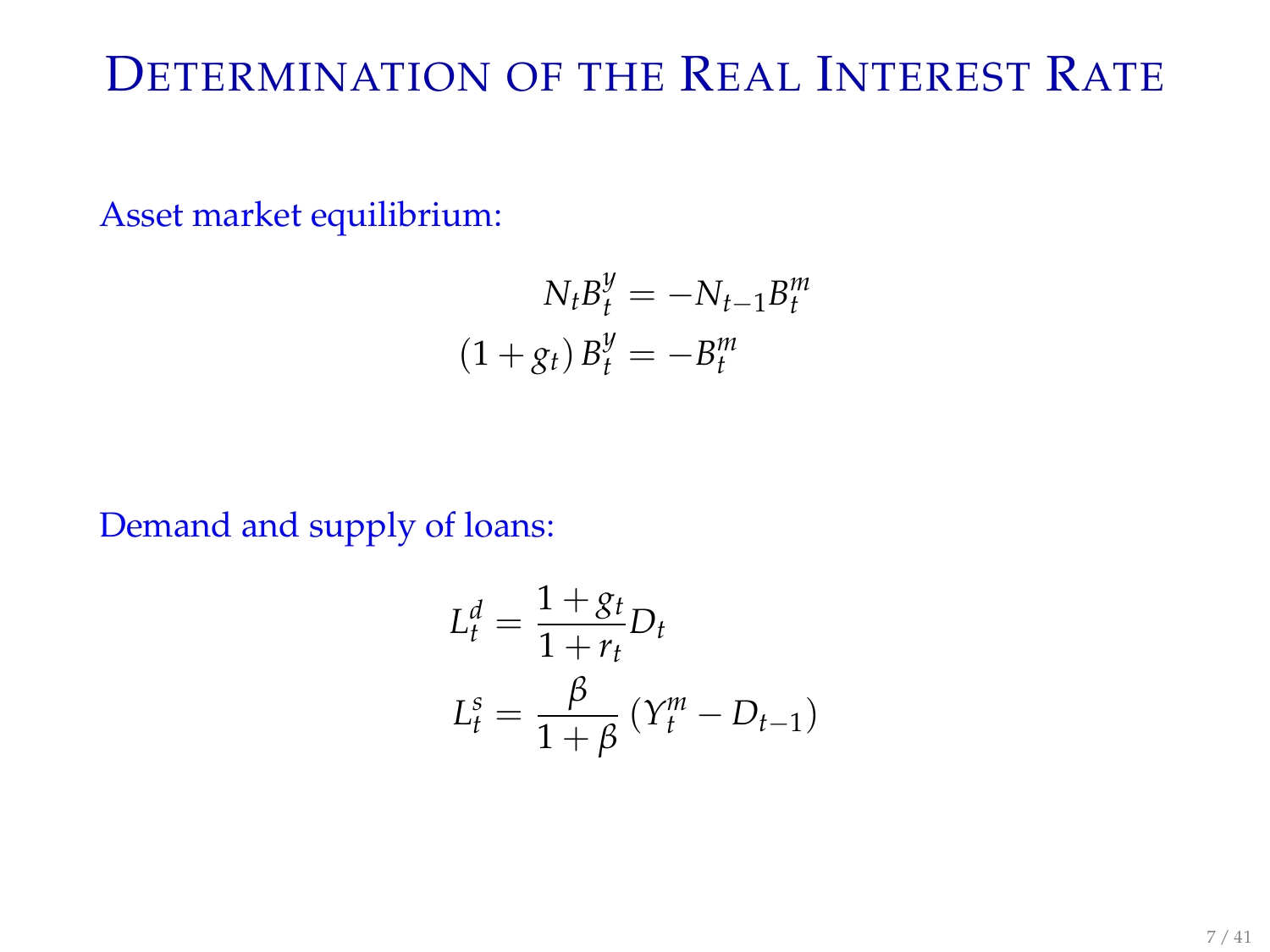# Determination of the Real Interest Rate

Asset market equilibrium:

$$
\begin{aligned}
N_t B_t^y &= -N_{t-1} B_t^m \\
(1+g_t)\, B_t^y &= -B_t^m
\end{aligned}
$$

Demand and supply of loans:

$$
\begin{aligned}
L_t^d &= \frac{1+g_t}{1+r_t} D_t \\
L_t^s &= \frac{\beta}{1+\beta}\left(Y_t^m - D_{t-1}\right)
\end{aligned}
$$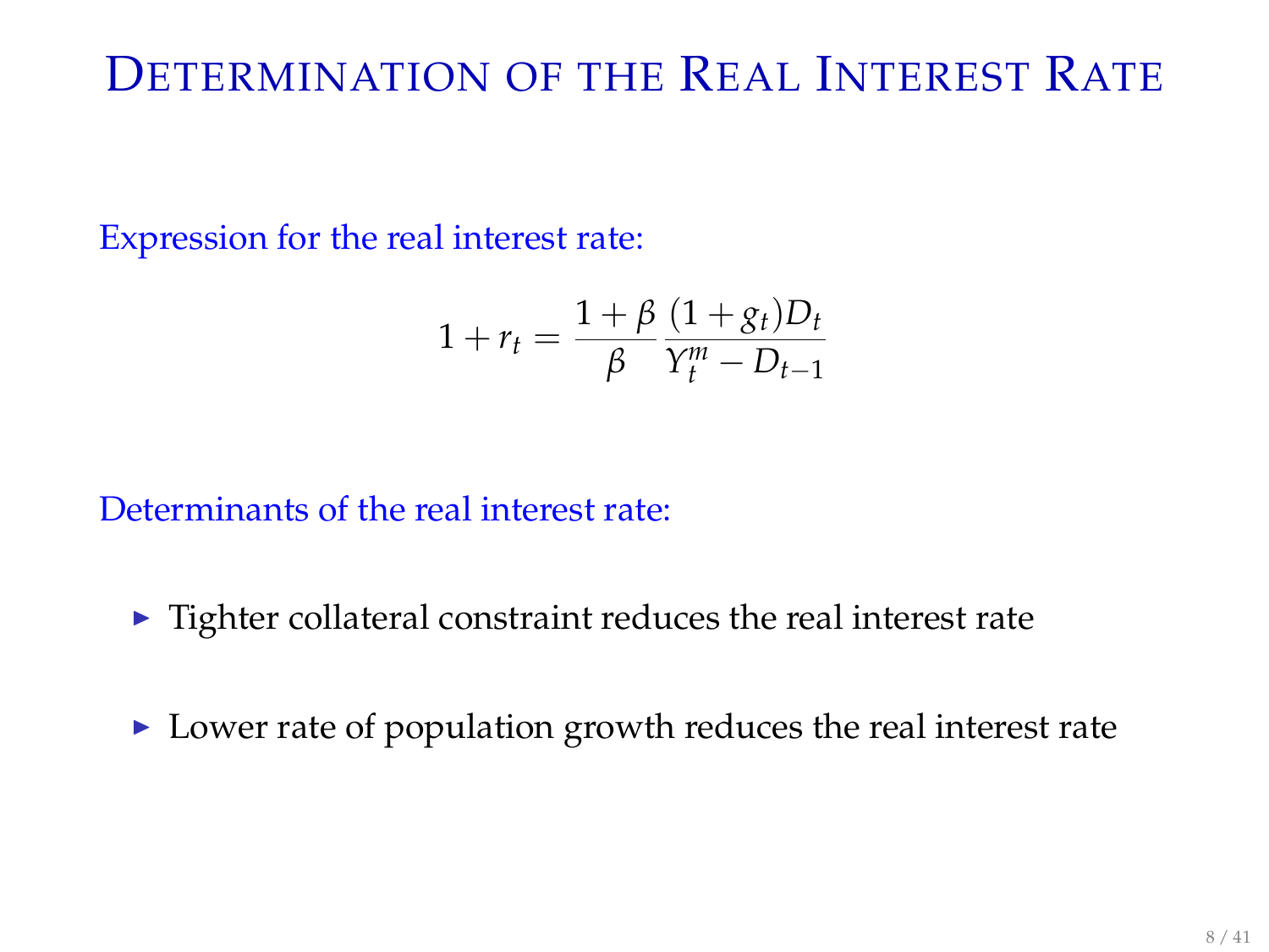# Determination of the Real Interest Rate

Expression for the real interest rate:

$$1 + r_t = \frac{1+\beta}{\beta} \frac{(1+g_t)D_t}{Y_t^m - D_{t-1}}$$

Determinants of the real interest rate:

- Tighter collateral constraint reduces the real interest rate
- Lower rate of population growth reduces the real interest rate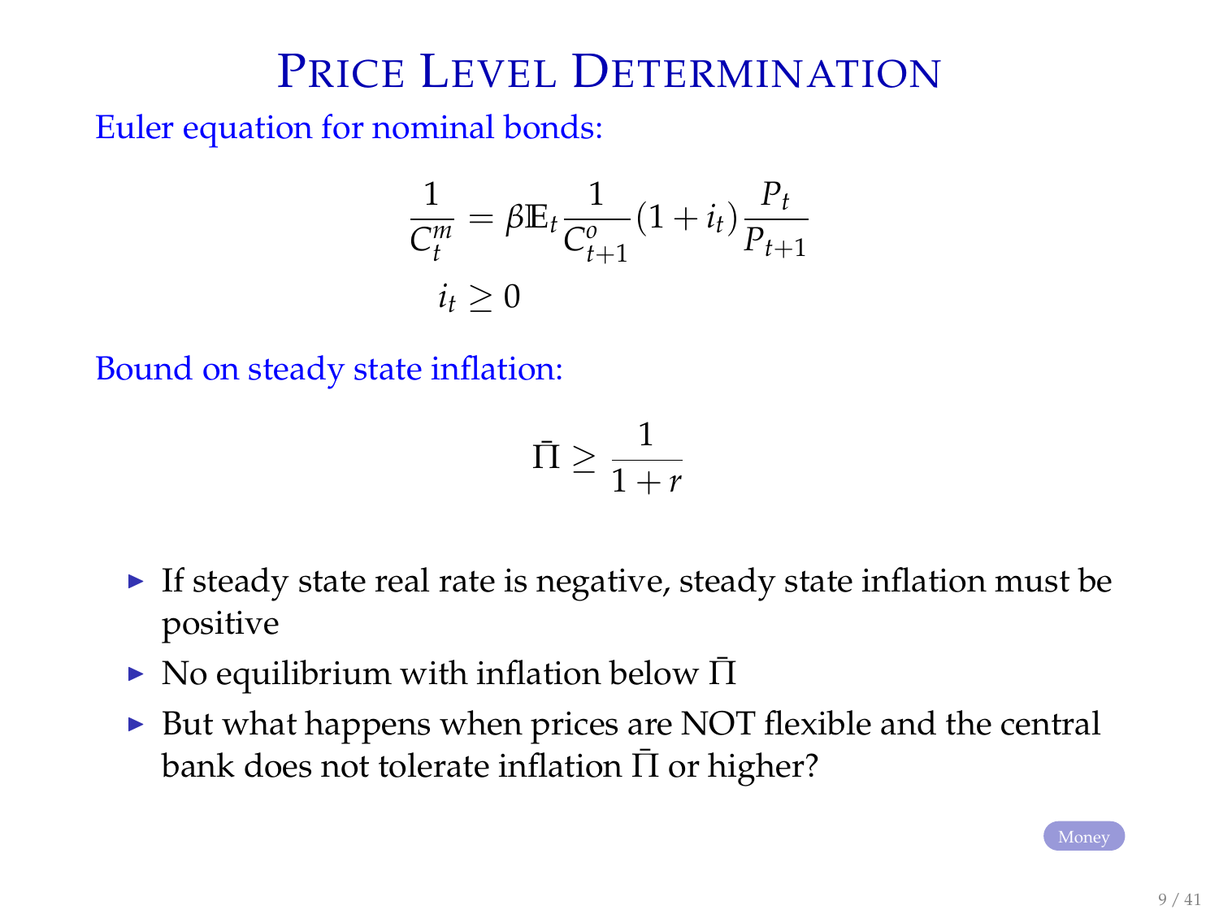# Price Level Determination

Euler equation for nominal bonds:

$$\frac{1}{C_t^m} = \beta \mathbb{E}_t \frac{1}{C_{t+1}^o}(1+i_t)\frac{P_t}{P_{t+1}}$$

$$i_t \geq 0$$

Bound on steady state inflation:

$$\bar{\Pi} \geq \frac{1}{1+r}$$

- If steady state real rate is negative, steady state inflation must be positive
- No equilibrium with inflation below $\bar{\Pi}$
- But what happens when prices are NOT flexible and the central bank does not tolerate inflation $\bar{\Pi}$ or higher?

Money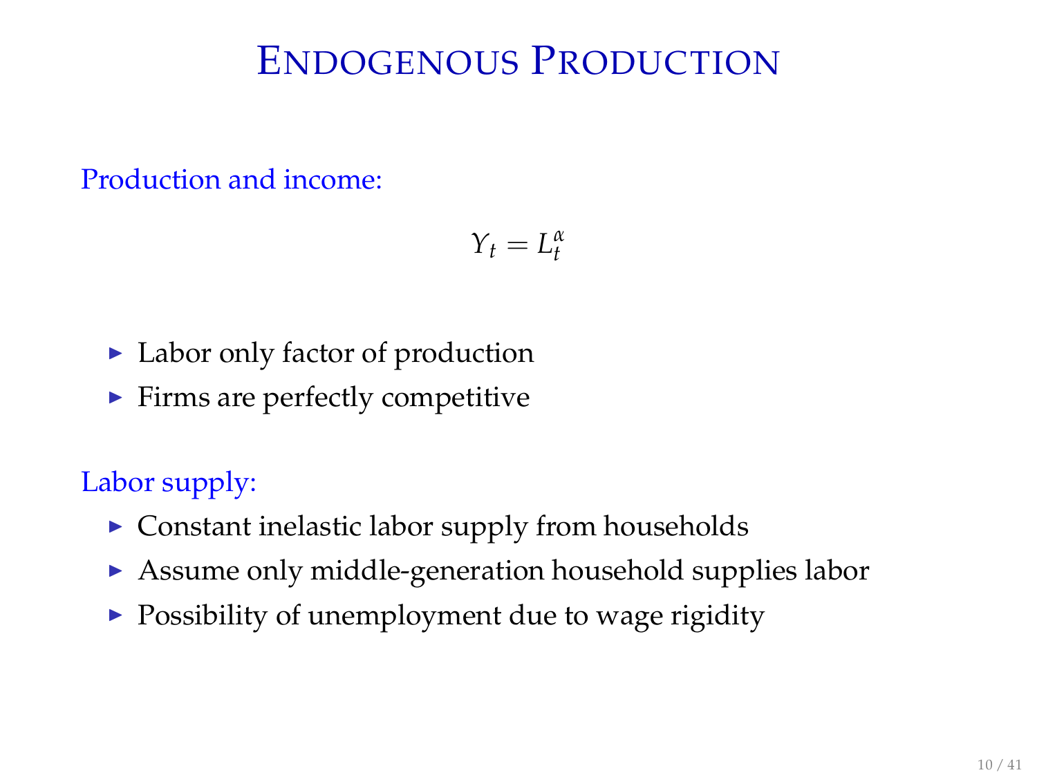# Endogenous Production

Production and income:

$$Y_t = L_t^{\alpha}$$

- Labor only factor of production
- Firms are perfectly competitive

Labor supply:

- Constant inelastic labor supply from households
- Assume only middle-generation household supplies labor
- Possibility of unemployment due to wage rigidity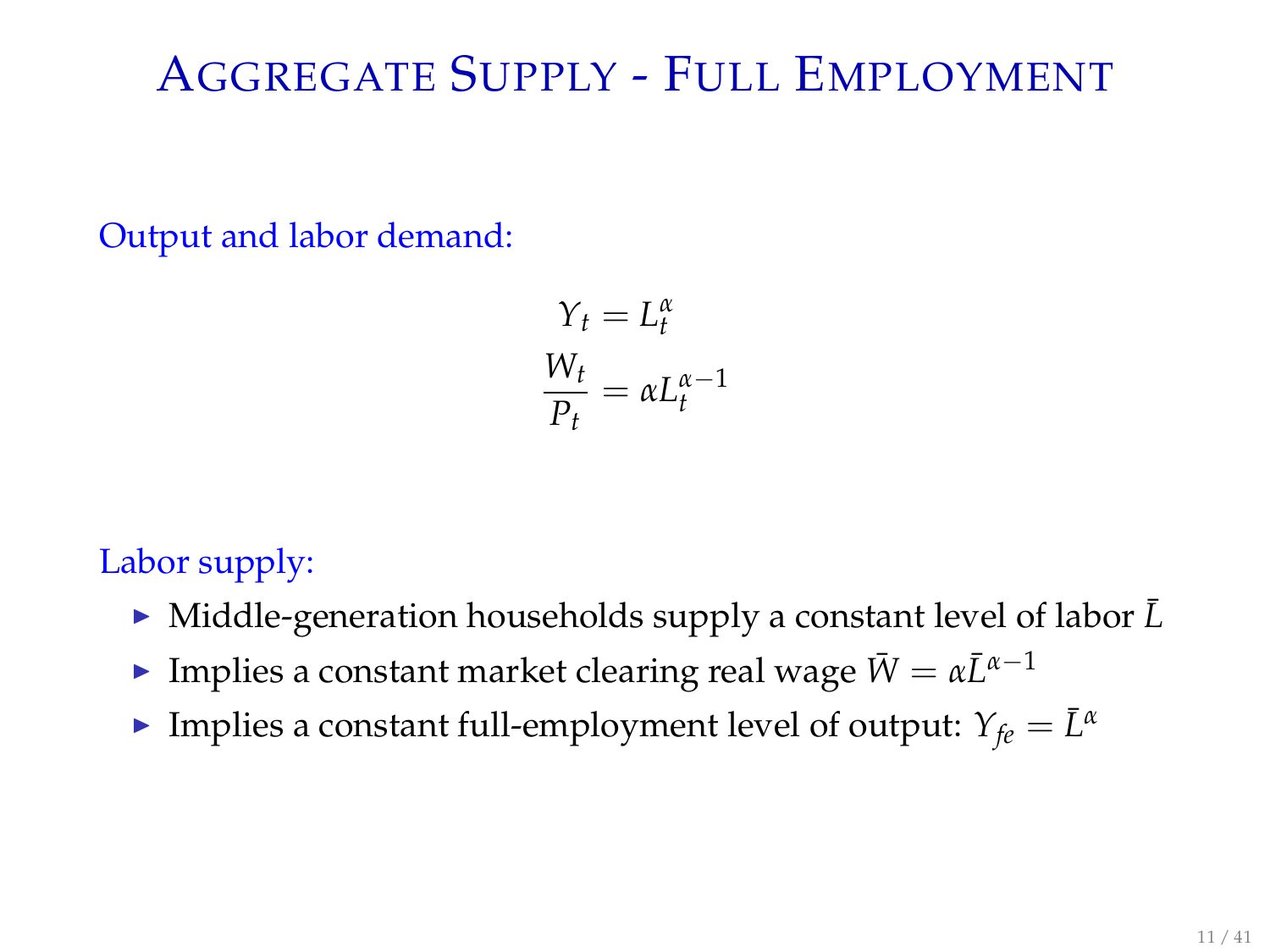# Aggregate Supply - Full Employment

Output and labor demand:

$$
\begin{aligned}
Y_t &= L_t^{\alpha} \\
\frac{W_t}{P_t} &= \alpha L_t^{\alpha-1}
\end{aligned}
$$

Labor supply:

- Middle-generation households supply a constant level of labor $\bar{L}$
- Implies a constant market clearing real wage $\bar{W} = \alpha \bar{L}^{\alpha-1}$
- Implies a constant full-employment level of output: $Y_{fe} = \bar{L}^{\alpha}$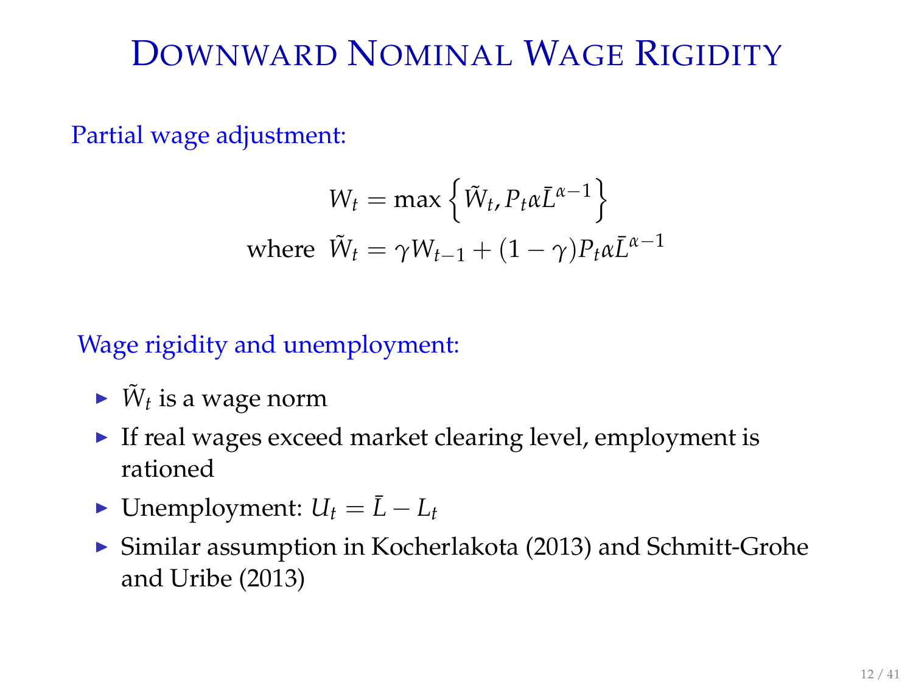# Downward Nominal Wage Rigidity

Partial wage adjustment:

$$W_t = \max\left\{\tilde{W}_t, P_t \alpha \bar{L}^{\alpha-1}\right\}$$

$$\text{where } \tilde{W}_t = \gamma W_{t-1} + (1-\gamma) P_t \alpha \bar{L}^{\alpha-1}$$

Wage rigidity and unemployment:

- $\tilde{W}_t$ is a wage norm
- If real wages exceed market clearing level, employment is rationed
- Unemployment: $U_t = \bar{L} - L_t$
- Similar assumption in Kocherlakota (2013) and Schmitt-Grohe and Uribe (2013)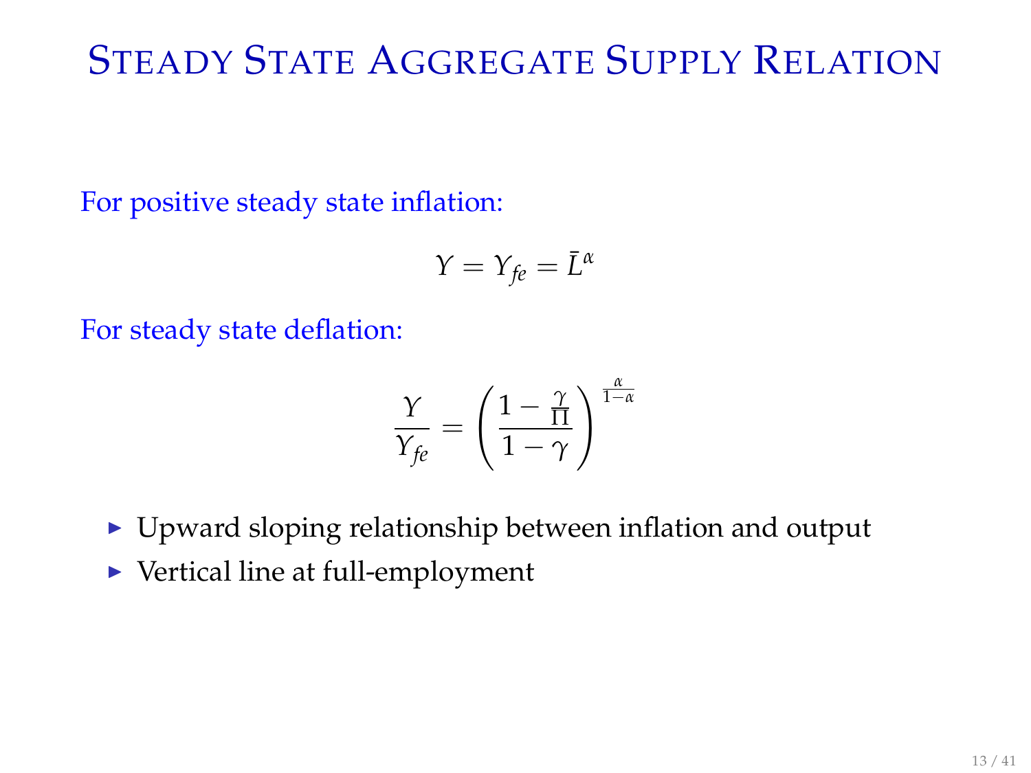# Steady State Aggregate Supply Relation

For positive steady state inflation:

$$Y = Y_{fe} = \bar{L}^{\alpha}$$

For steady state deflation:

$$\frac{Y}{Y_{fe}} = \left( \frac{1 - \frac{\gamma}{\Pi}}{1 - \gamma} \right)^{\frac{\alpha}{1-\alpha}}$$

- Upward sloping relationship between inflation and output
- Vertical line at full-employment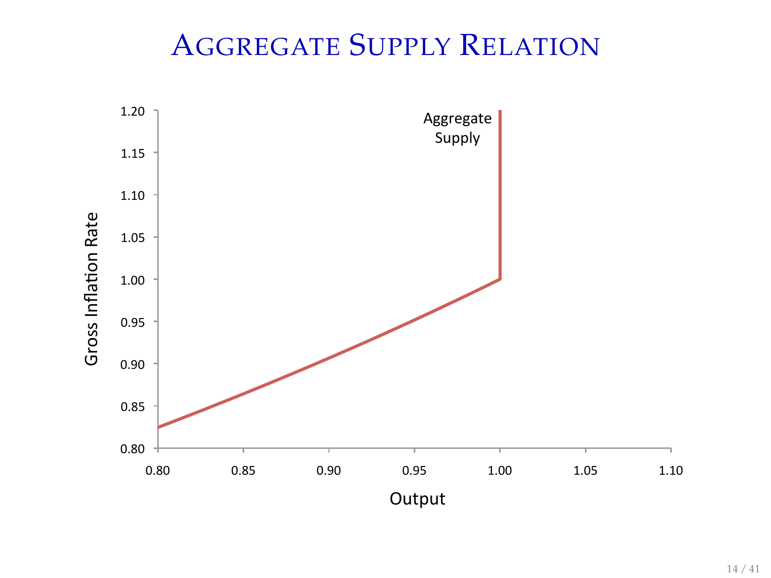# Aggregate Supply Relation

Aggregate Supply

Gross Inflation Rate

1.20
1.15
1.10
1.05
1.00
0.95
0.90
0.85
0.80

0.80 0.85 0.90 0.95 1.00 1.05 1.10

Output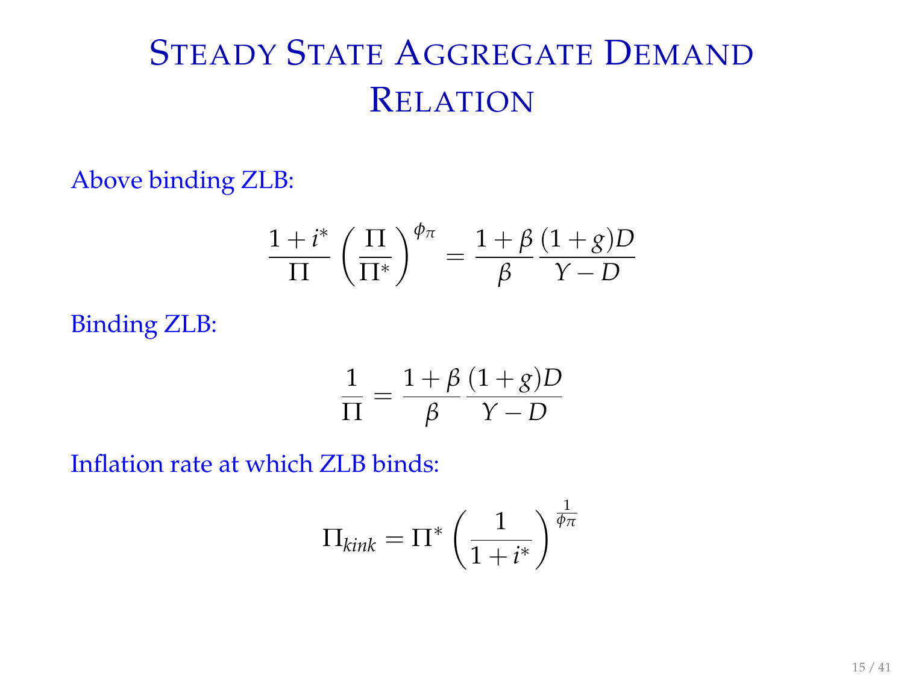# Steady State Aggregate Demand Relation

Above binding ZLB:

$$\frac{1+i^*}{\Pi}\left(\frac{\Pi}{\Pi^*}\right)^{\phi_\pi} = \frac{1+\beta}{\beta}\frac{(1+g)D}{Y-D}$$

Binding ZLB:

$$\frac{1}{\Pi} = \frac{1+\beta}{\beta}\frac{(1+g)D}{Y-D}$$

Inflation rate at which ZLB binds:

$$\Pi_{kink} = \Pi^*\left(\frac{1}{1+i^*}\right)^{\frac{1}{\phi_\pi}}$$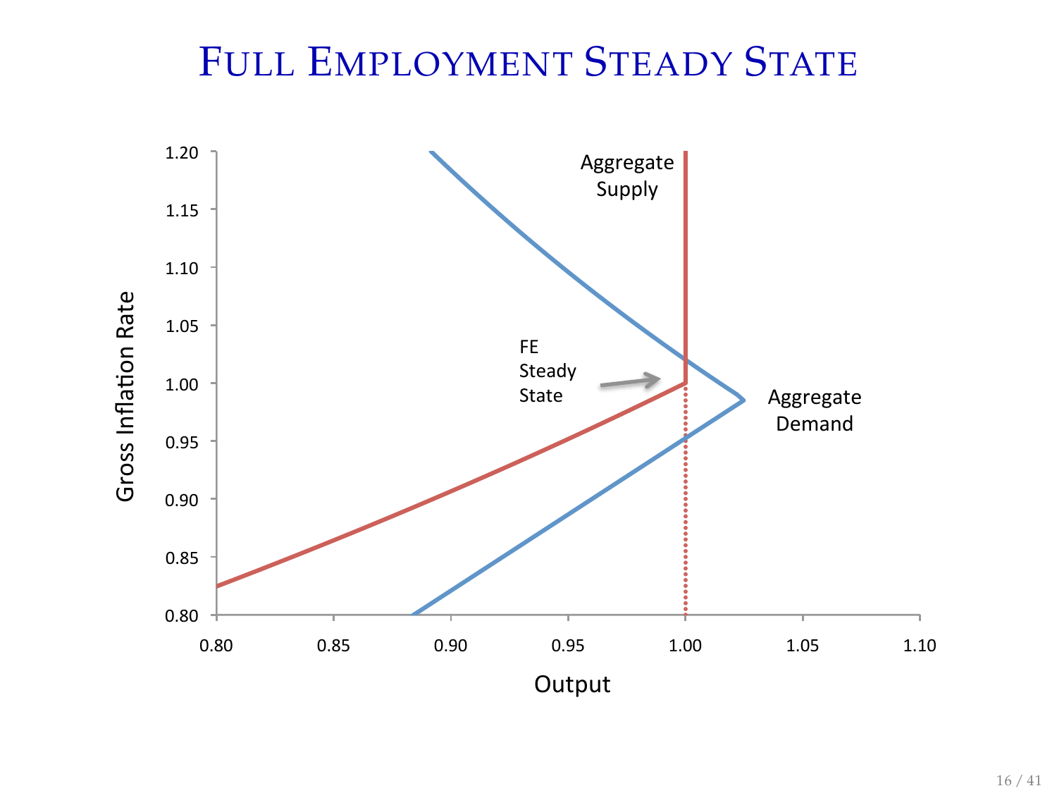# Full Employment Steady State

Gross Inflation Rate

1.20
1.15
1.10
1.05
1.00
0.95
0.90
0.85
0.80

0.80 0.85 0.90 0.95 1.00 1.05 1.10

Output

Aggregate Supply

Aggregate Demand

FE Steady State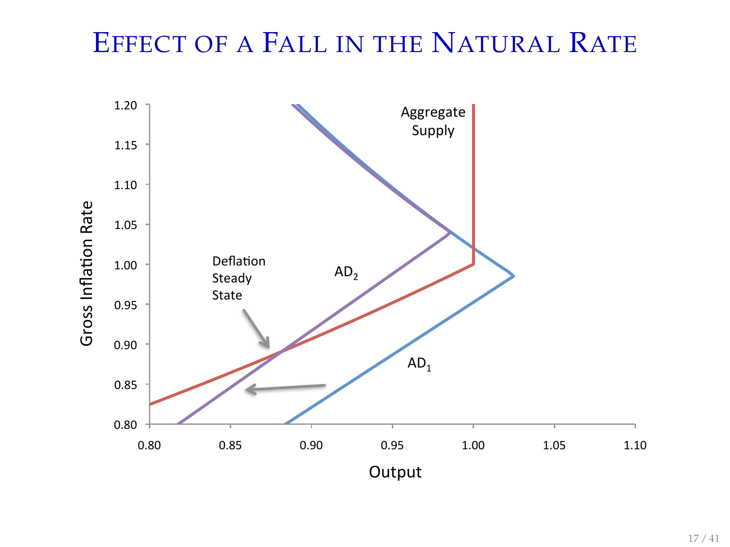# Effect of a Fall in the Natural Rate

Gross Inflation Rate

1.20
1.15
1.10
1.05
1.00
0.95
0.90
0.85
0.80

0.80 0.85 0.90 0.95 1.00 1.05 1.10

Output

Aggregate Supply

$AD_2$

$AD_1$

Deflation Steady State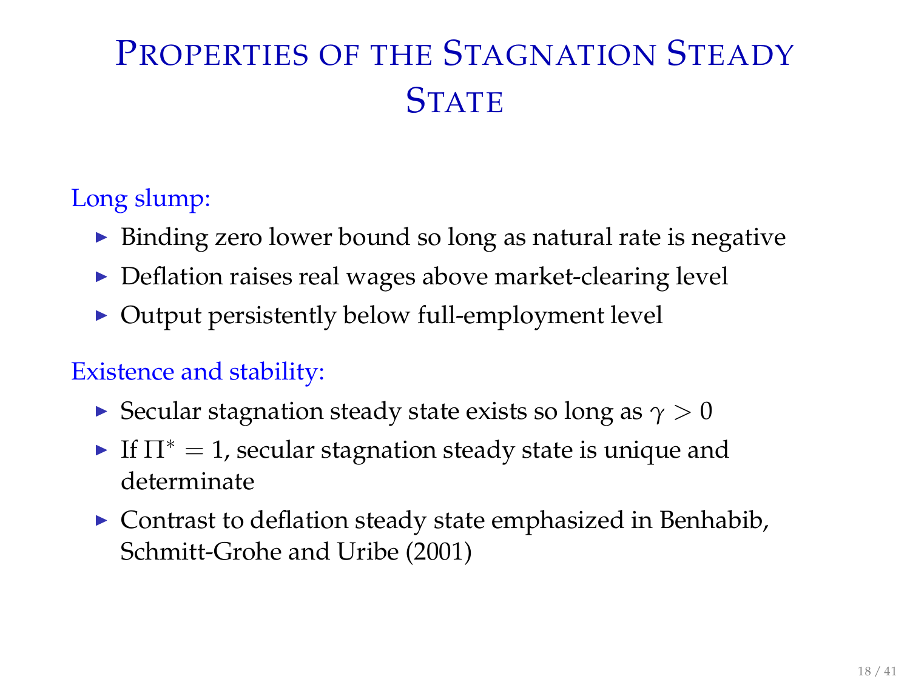# Properties of the Stagnation Steady State

Long slump:

- Binding zero lower bound so long as natural rate is negative
- Deflation raises real wages above market-clearing level
- Output persistently below full-employment level

Existence and stability:

- Secular stagnation steady state exists so long as $\gamma > 0$
- If $\Pi^* = 1$, secular stagnation steady state is unique and determinate
- Contrast to deflation steady state emphasized in Benhabib, Schmitt-Grohe and Uribe (2001)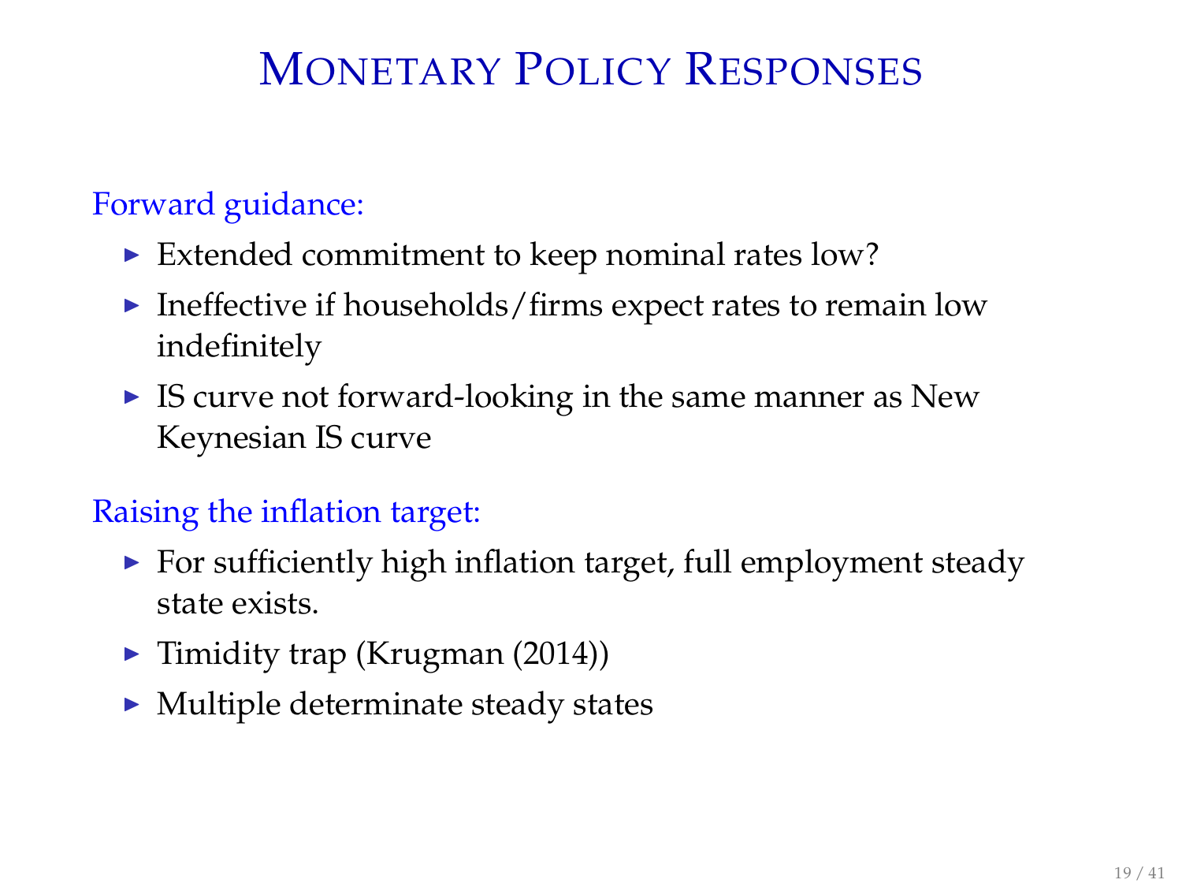# Monetary Policy Responses

Forward guidance:

- Extended commitment to keep nominal rates low?
- Ineffective if households/firms expect rates to remain low indefinitely
- IS curve not forward-looking in the same manner as New Keynesian IS curve

Raising the inflation target:

- For sufficiently high inflation target, full employment steady state exists.
- Timidity trap (Krugman (2014))
- Multiple determinate steady states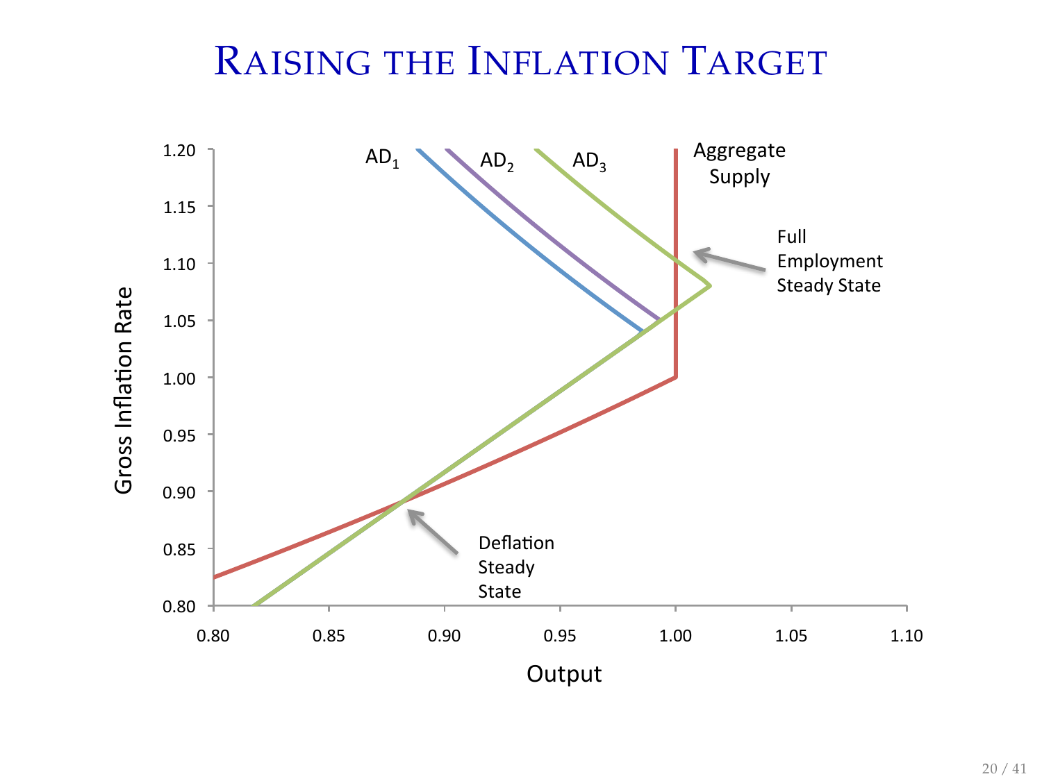# Raising the Inflation Target

Gross Inflation Rate

1.20
1.15
1.10
1.05
1.00
0.95
0.90
0.85
0.80

Output

0.80 0.85 0.90 0.95 1.00 1.05 1.10

$AD_1$

$AD_2$

$AD_3$

Aggregate Supply

Full Employment Steady State

Deflation Steady State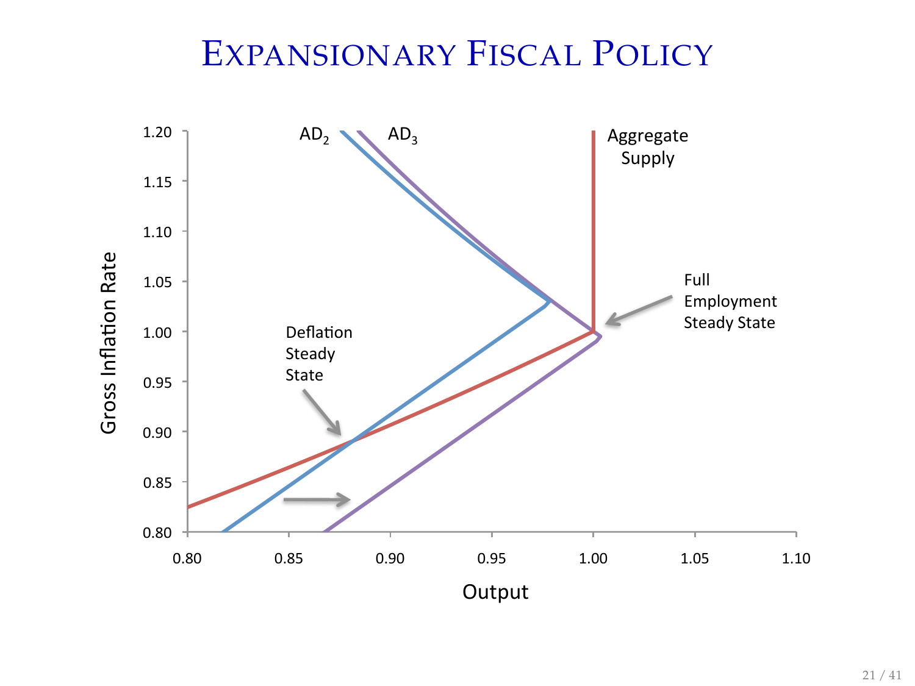# Expansionary Fiscal Policy

Gross Inflation Rate

1.20
1.15
1.10
1.05
1.00
0.95
0.90
0.85
0.80

$AD_2$ $AD_3$

Aggregate Supply

Full Employment Steady State

Deflation Steady State

0.80 0.85 0.90 0.95 1.00 1.05 1.10

Output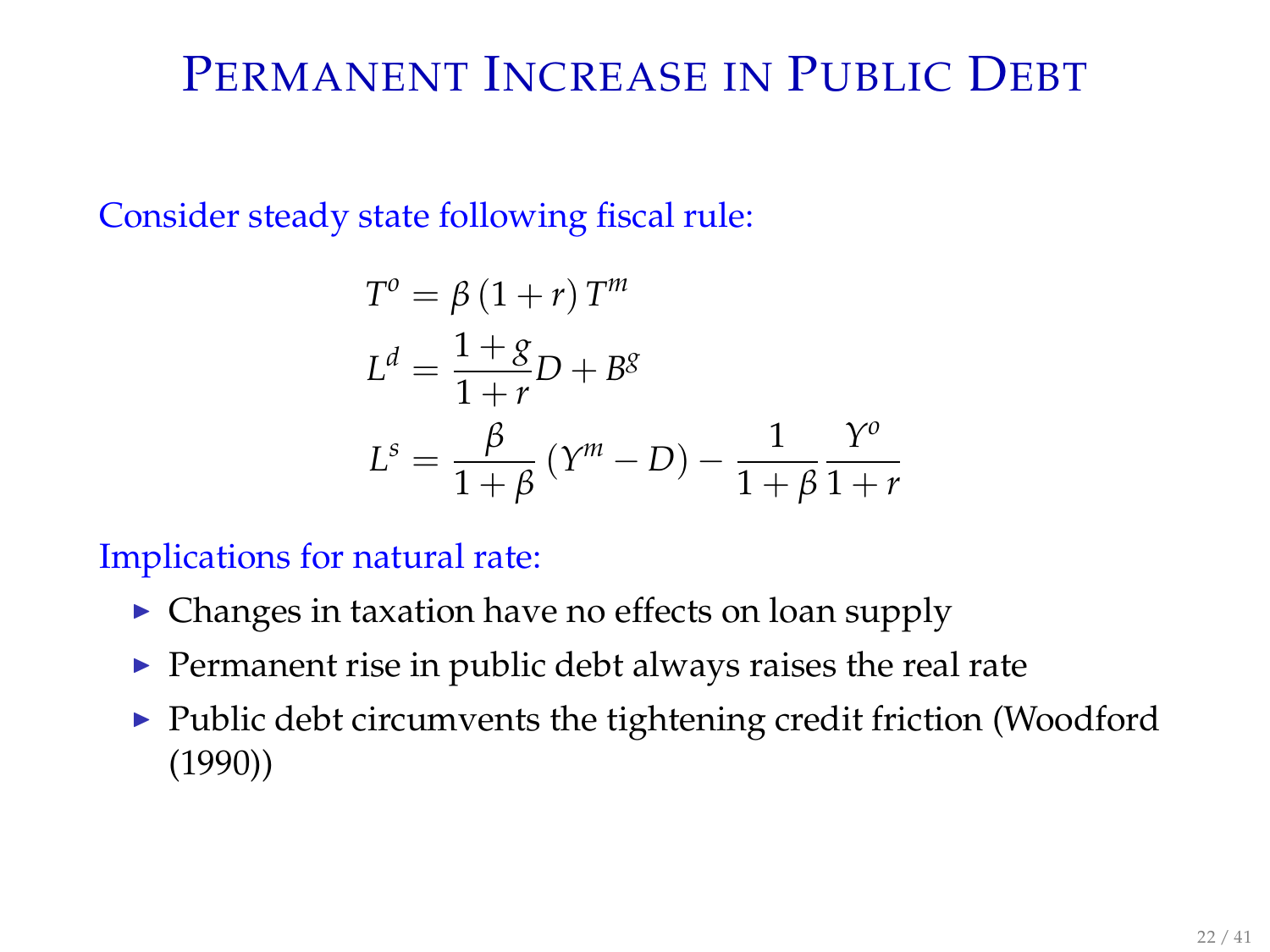# Permanent Increase in Public Debt

Consider steady state following fiscal rule:

$$
\begin{aligned}
T^o &= \beta\,(1+r)\,T^m \\
L^d &= \frac{1+g}{1+r}D + B^g \\
L^s &= \frac{\beta}{1+\beta}\left(Y^m - D\right) - \frac{1}{1+\beta}\frac{Y^o}{1+r}
\end{aligned}
$$

Implications for natural rate:

- Changes in taxation have no effects on loan supply
- Permanent rise in public debt always raises the real rate
- Public debt circumvents the tightening credit friction (Woodford (1990))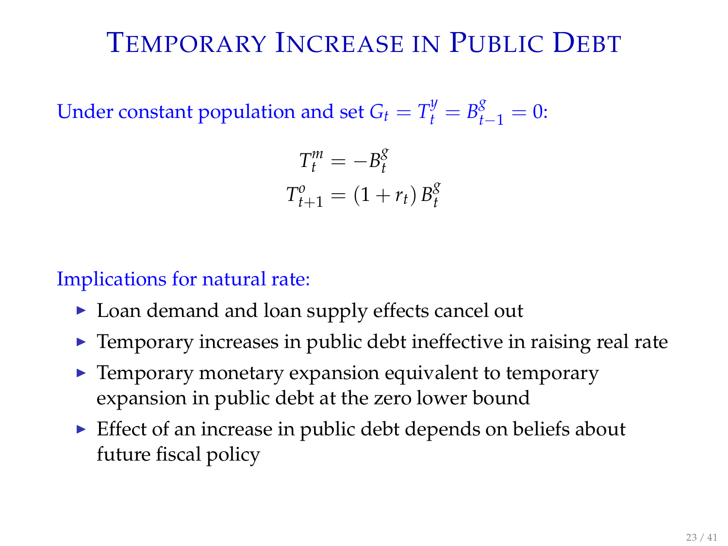# Temporary Increase in Public Debt

Under constant population and set $G_t = T_t^y = B_{t-1}^g = 0$:

$$T_t^m = -B_t^g$$
$$T_{t+1}^o = (1 + r_t)\, B_t^g$$

Implications for natural rate:

- Loan demand and loan supply effects cancel out
- Temporary increases in public debt ineffective in raising real rate
- Temporary monetary expansion equivalent to temporary expansion in public debt at the zero lower bound
- Effect of an increase in public debt depends on beliefs about future fiscal policy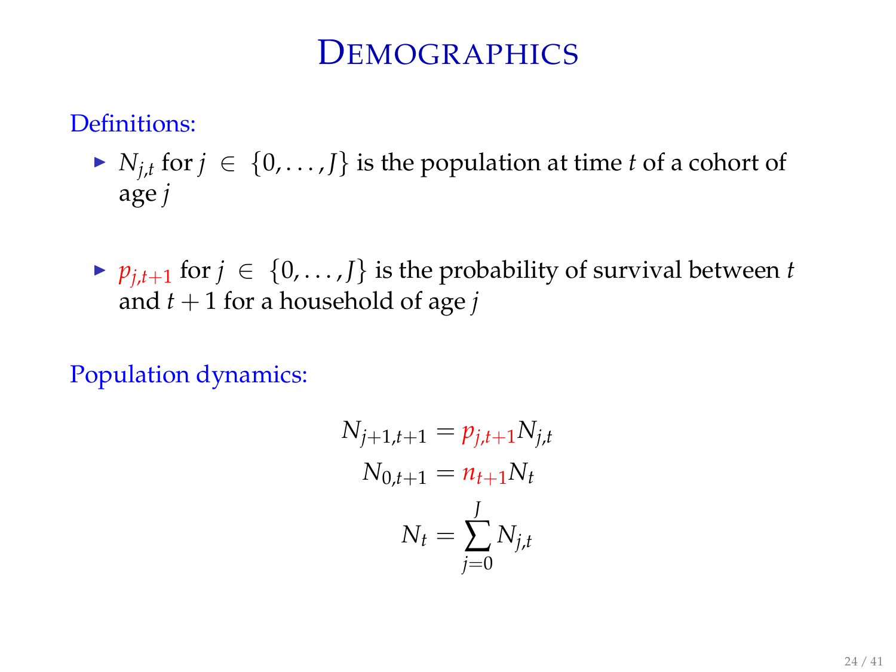# Demographics

Definitions:

- $N_{j,t}$ for $j \in \{0, \ldots, J\}$ is the population at time $t$ of a cohort of age $j$

- $p_{j,t+1}$ for $j \in \{0, \ldots, J\}$ is the probability of survival between $t$ and $t+1$ for a household of age $j$

Population dynamics:

$$
\begin{aligned}
N_{j+1,t+1} &= p_{j,t+1} N_{j,t} \\
N_{0,t+1} &= n_{t+1} N_t \\
N_t &= \sum_{j=0}^{J} N_{j,t}
\end{aligned}
$$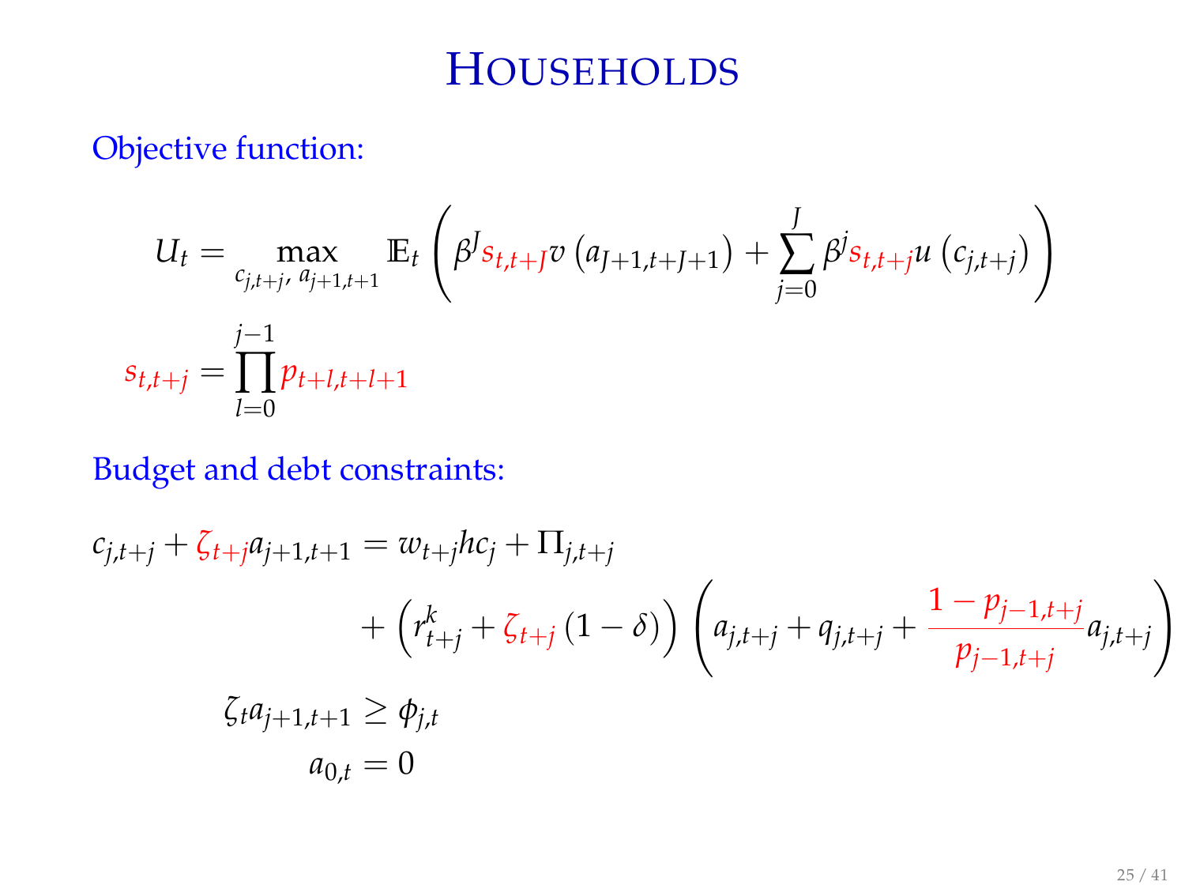# Households

Objective function:

$$U_t = \max_{c_{j,t+j},\, a_{j+1,t+1}} \mathbb{E}_t \left( \beta^J s_{t,t+J} v\left(a_{J+1,t+J+1}\right) + \sum_{j=0}^{J} \beta^j s_{t,t+j} u\left(c_{j,t+j}\right) \right)$$

$$s_{t,t+j} = \prod_{l=0}^{j-1} p_{t+l,t+l+1}$$

Budget and debt constraints:

$$\begin{aligned}
c_{j,t+j} + \zeta_{t+j} a_{j+1,t+1} &= w_{t+j} h c_j + \Pi_{j,t+j} \\
&\quad + \left(r^k_{t+j} + \zeta_{t+j}\left(1-\delta\right)\right) \left(a_{j,t+j} + q_{j,t+j} + \frac{1 - p_{j-1,t+j}}{p_{j-1,t+j}} a_{j,t+j}\right) \\
\zeta_t a_{j+1,t+1} &\geq \phi_{j,t} \\
a_{0,t} &= 0
\end{aligned}$$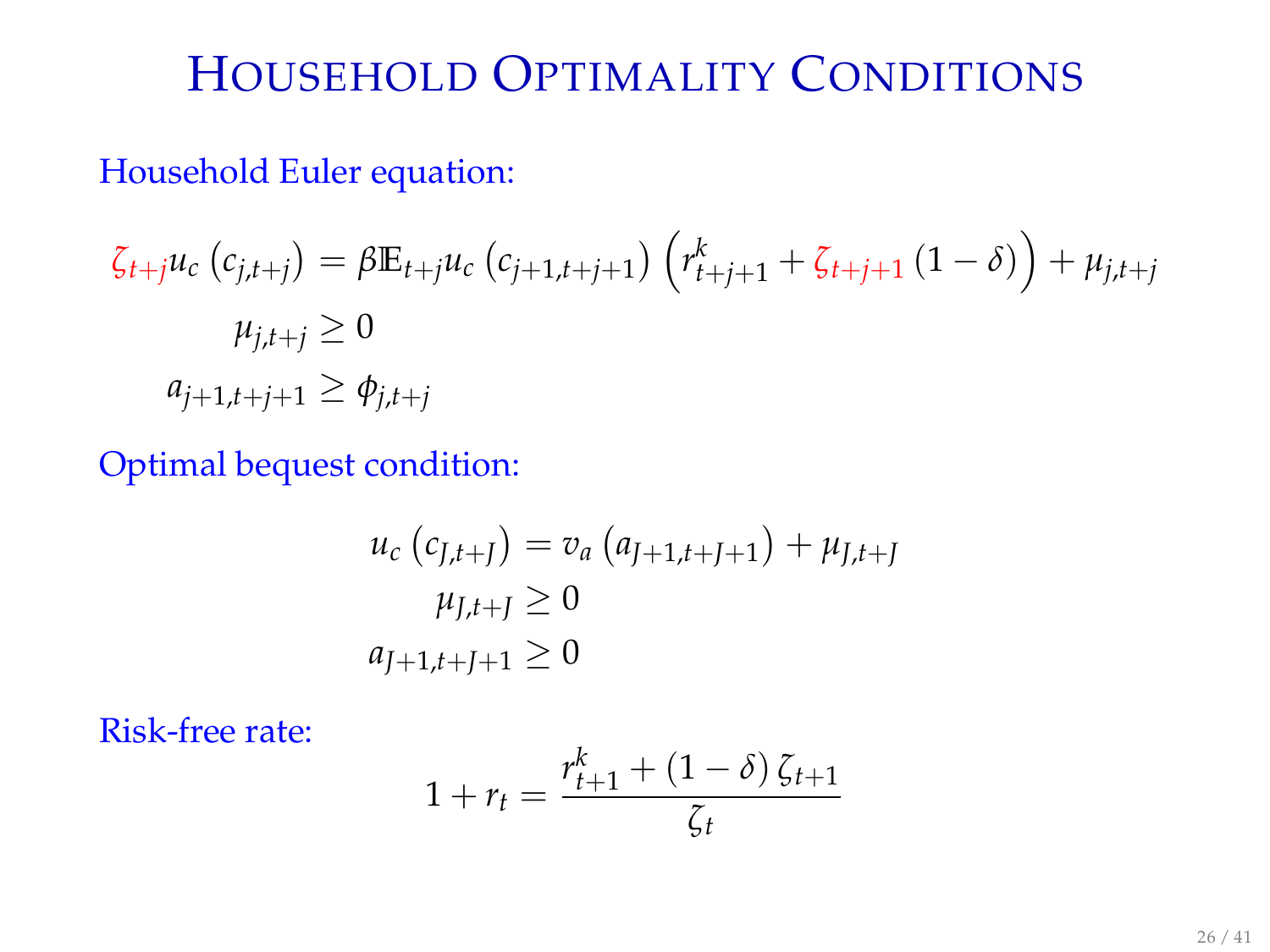# Household Optimality Conditions

Household Euler equation:

$$
\begin{aligned}
\zeta_{t+j} u_c\left(c_{j,t+j}\right) &= \beta \mathbb{E}_{t+j} u_c\left(c_{j+1,t+j+1}\right)\left(r^k_{t+j+1} + \zeta_{t+j+1}\left(1-\delta\right)\right) + \mu_{j,t+j} \\
\mu_{j,t+j} &\geq 0 \\
a_{j+1,t+j+1} &\geq \phi_{j,t+j}
\end{aligned}
$$

Optimal bequest condition:

$$
\begin{aligned}
u_c\left(c_{J,t+J}\right) &= v_a\left(a_{J+1,t+J+1}\right) + \mu_{J,t+J} \\
\mu_{J,t+J} &\geq 0 \\
a_{J+1,t+J+1} &\geq 0
\end{aligned}
$$

Risk-free rate:

$$
1 + r_t = \frac{r^k_{t+1} + \left(1-\delta\right)\zeta_{t+1}}{\zeta_t}
$$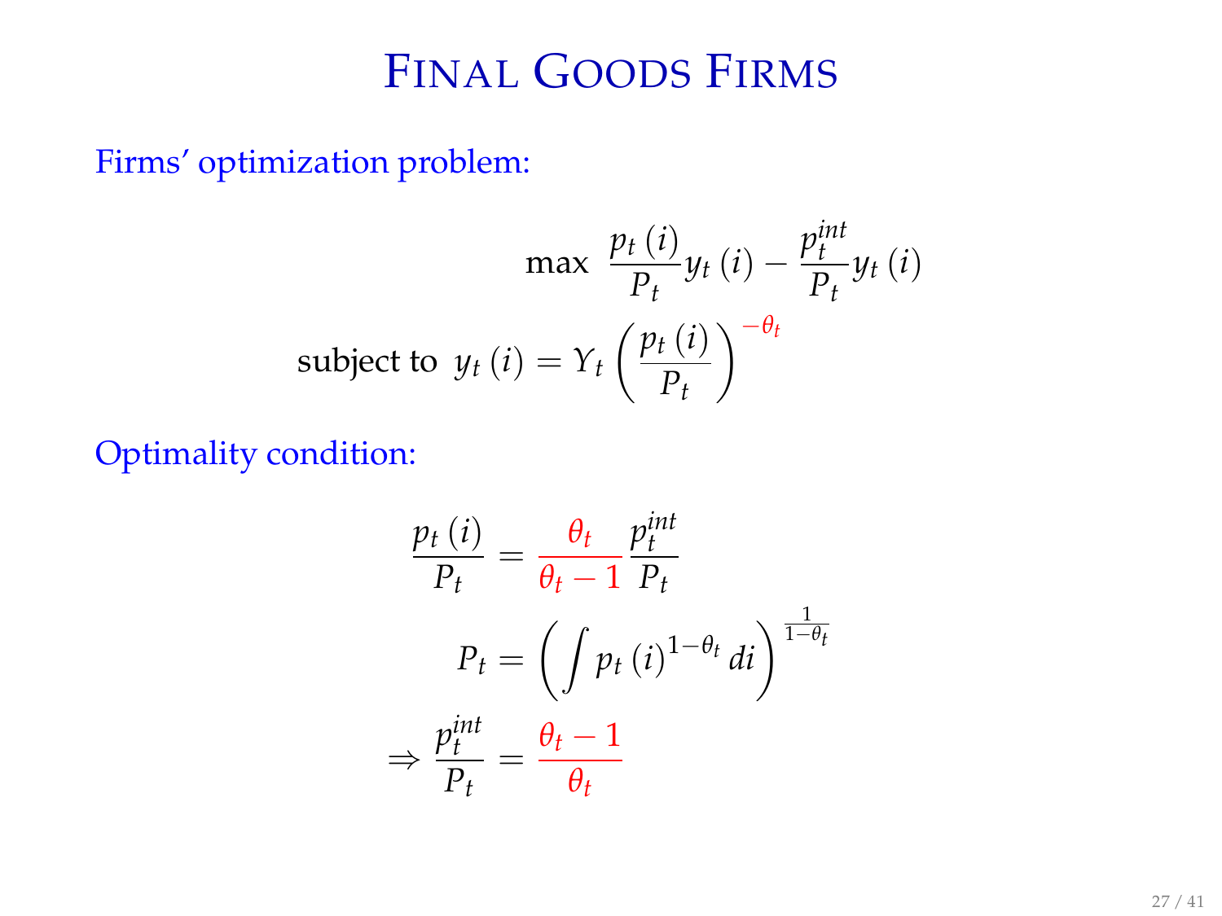# Final Goods Firms

Firms' optimization problem:

$$\max \; \frac{p_t(i)}{P_t} y_t(i) - \frac{p_t^{int}}{P_t} y_t(i)$$

$$\text{subject to } \; y_t(i) = Y_t \left( \frac{p_t(i)}{P_t} \right)^{-\theta_t}$$

Optimality condition:

$$\frac{p_t(i)}{P_t} = \frac{\theta_t}{\theta_t - 1} \frac{p_t^{int}}{P_t}$$

$$P_t = \left( \int p_t(i)^{1-\theta_t} \, di \right)^{\frac{1}{1-\theta_t}}$$

$$\Rightarrow \frac{p_t^{int}}{P_t} = \frac{\theta_t - 1}{\theta_t}$$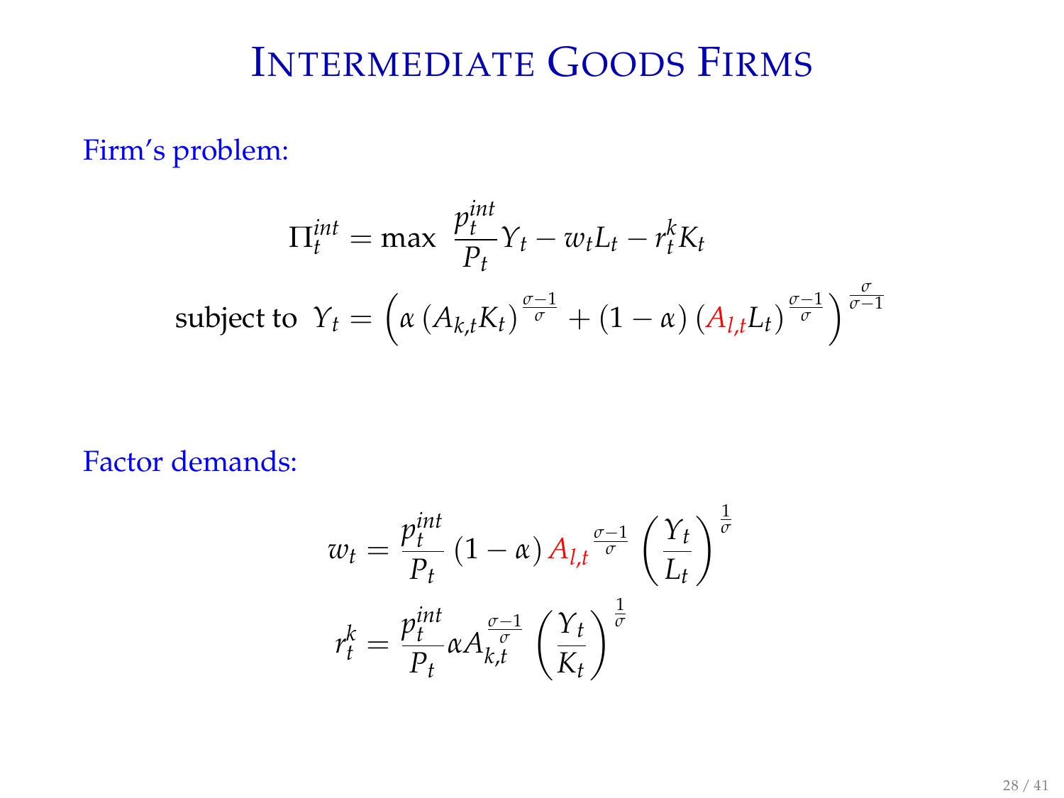# Intermediate Goods Firms

Firm's problem:

$$\Pi_t^{int} = \max \ \frac{p_t^{int}}{P_t} Y_t - w_t L_t - r_t^k K_t$$

$$\text{subject to } \ Y_t = \left( \alpha \left( A_{k,t} K_t \right)^{\frac{\sigma-1}{\sigma}} + (1-\alpha) \left( A_{l,t} L_t \right)^{\frac{\sigma-1}{\sigma}} \right)^{\frac{\sigma}{\sigma-1}}$$

Factor demands:

$$w_t = \frac{p_t^{int}}{P_t} (1-\alpha) A_{l,t}{}^{\frac{\sigma-1}{\sigma}} \left( \frac{Y_t}{L_t} \right)^{\frac{1}{\sigma}}$$

$$r_t^k = \frac{p_t^{int}}{P_t} \alpha A_{k,t}^{\frac{\sigma-1}{\sigma}} \left( \frac{Y_t}{K_t} \right)^{\frac{1}{\sigma}}$$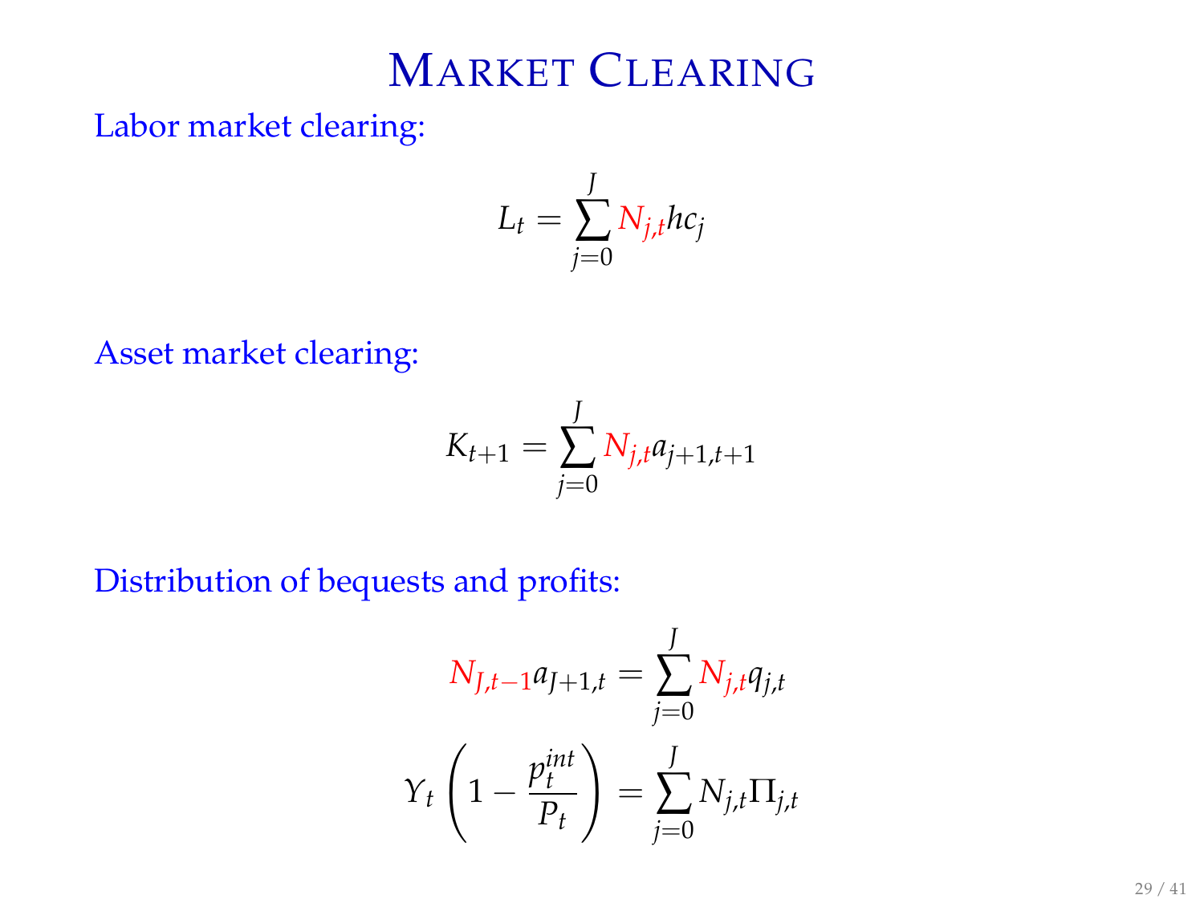# Market Clearing

Labor market clearing:

$$L_t = \sum_{j=0}^{J} N_{j,t} h c_j$$

Asset market clearing:

$$K_{t+1} = \sum_{j=0}^{J} N_{j,t} a_{j+1,t+1}$$

Distribution of bequests and profits:

$$N_{J,t-1} a_{J+1,t} = \sum_{j=0}^{J} N_{j,t} q_{j,t}$$

$$Y_t \left(1 - \frac{p_t^{int}}{P_t}\right) = \sum_{j=0}^{J} N_{j,t} \Pi_{j,t}$$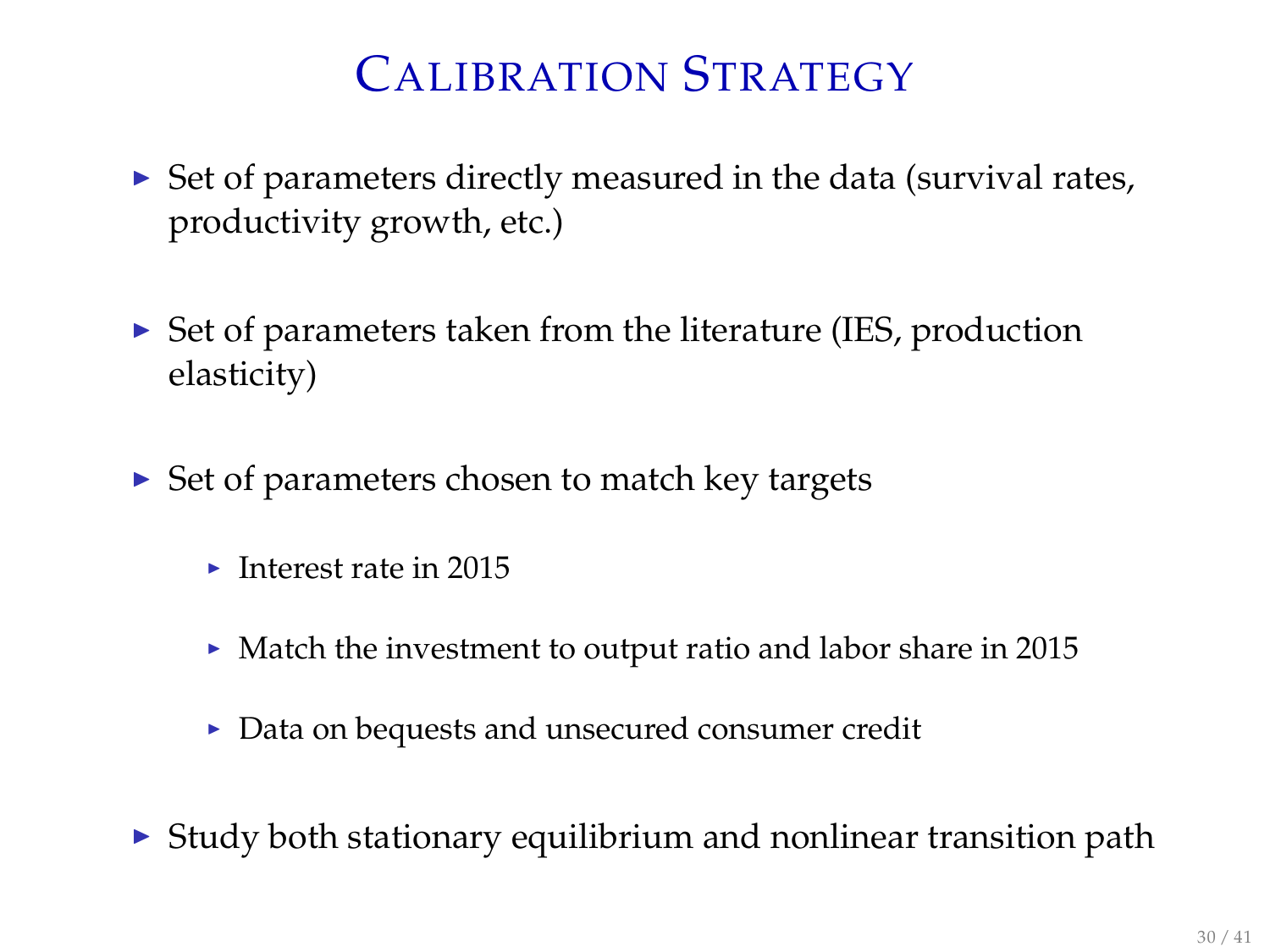# Calibration Strategy

- Set of parameters directly measured in the data (survival rates, productivity growth, etc.)
- Set of parameters taken from the literature (IES, production elasticity)
- Set of parameters chosen to match key targets
  - Interest rate in 2015
  - Match the investment to output ratio and labor share in 2015
  - Data on bequests and unsecured consumer credit
- Study both stationary equilibrium and nonlinear transition path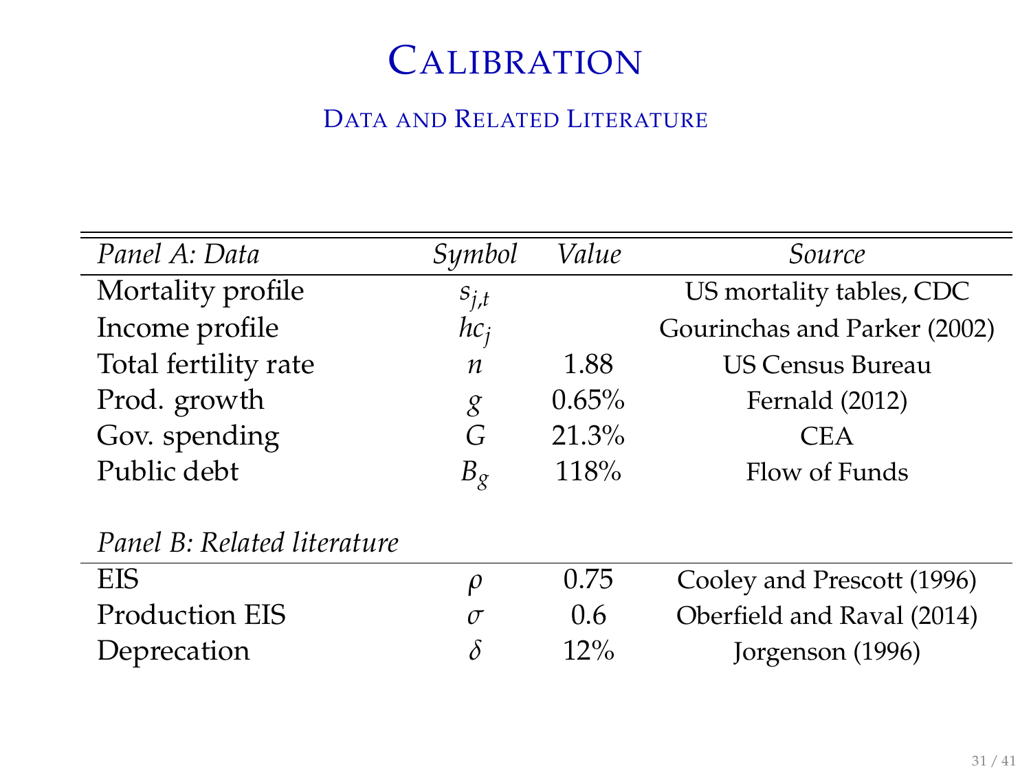# Calibration

## Data and Related Literature

| *Panel A: Data* | *Symbol* | *Value* | *Source* |
|---|---|---|---|
| Mortality profile | $s_{j,t}$ | | US mortality tables, CDC |
| Income profile | $hc_j$ | | Gourinchas and Parker (2002) |
| Total fertility rate | $n$ | 1.88 | US Census Bureau |
| Prod. growth | $g$ | 0.65% | Fernald (2012) |
| Gov. spending | $G$ | 21.3% | CEA |
| Public debt | $B_g$ | 118% | Flow of Funds |
| | | | |
| *Panel B: Related literature* | | | |
| EIS | $\rho$ | 0.75 | Cooley and Prescott (1996) |
| Production EIS | $\sigma$ | 0.6 | Oberfield and Raval (2014) |
| Deprecation | $\delta$ | 12% | Jorgenson (1996) |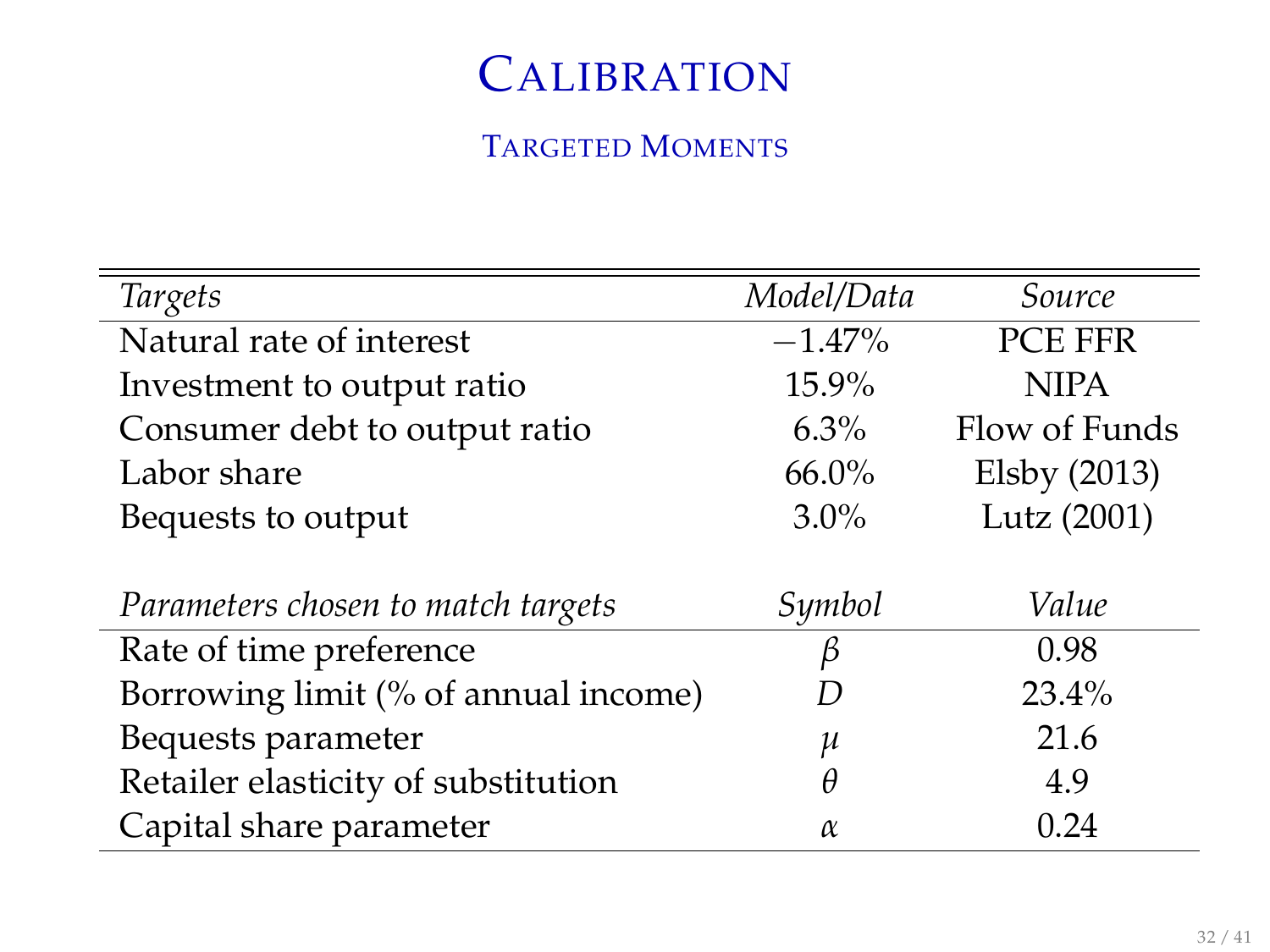# Calibration

## Targeted Moments

| *Targets* | *Model/Data* | *Source* |
|---|---|---|
| Natural rate of interest | $-1.47\%$ | PCE FFR |
| Investment to output ratio | 15.9% | NIPA |
| Consumer debt to output ratio | 6.3% | Flow of Funds |
| Labor share | 66.0% | Elsby (2013) |
| Bequests to output | 3.0% | Lutz (2001) |

| *Parameters chosen to match targets* | *Symbol* | *Value* |
|---|---|---|
| Rate of time preference | $\beta$ | 0.98 |
| Borrowing limit (% of annual income) | $D$ | 23.4% |
| Bequests parameter | $\mu$ | 21.6 |
| Retailer elasticity of substitution | $\theta$ | 4.9 |
| Capital share parameter | $\alpha$ | 0.24 |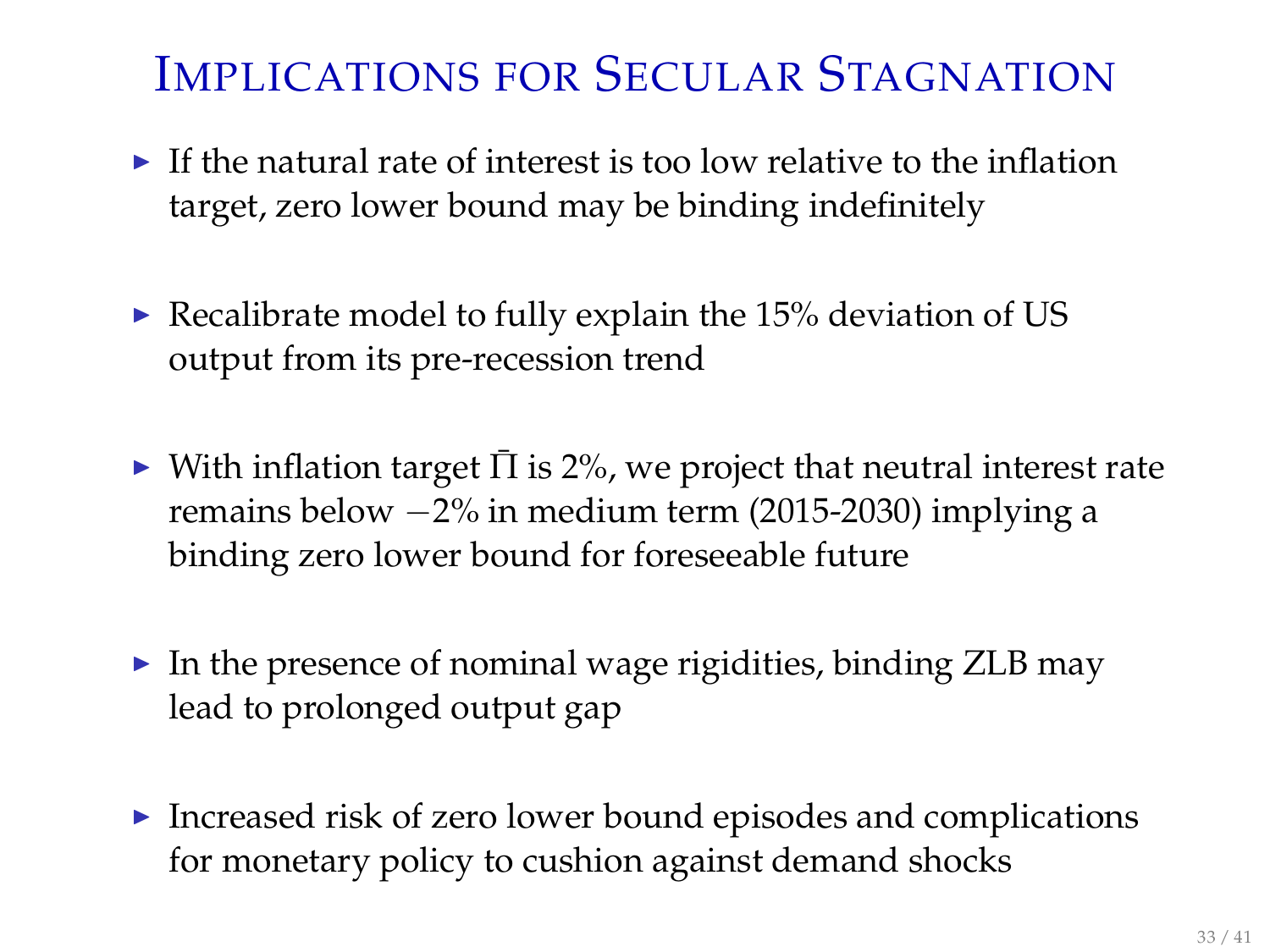# Implications for Secular Stagnation

- If the natural rate of interest is too low relative to the inflation target, zero lower bound may be binding indefinitely
- Recalibrate model to fully explain the 15% deviation of US output from its pre-recession trend
- With inflation target $\bar{\Pi}$ is 2%, we project that neutral interest rate remains below $-2\%$ in medium term (2015-2030) implying a binding zero lower bound for foreseeable future
- In the presence of nominal wage rigidities, binding ZLB may lead to prolonged output gap
- Increased risk of zero lower bound episodes and complications for monetary policy to cushion against demand shocks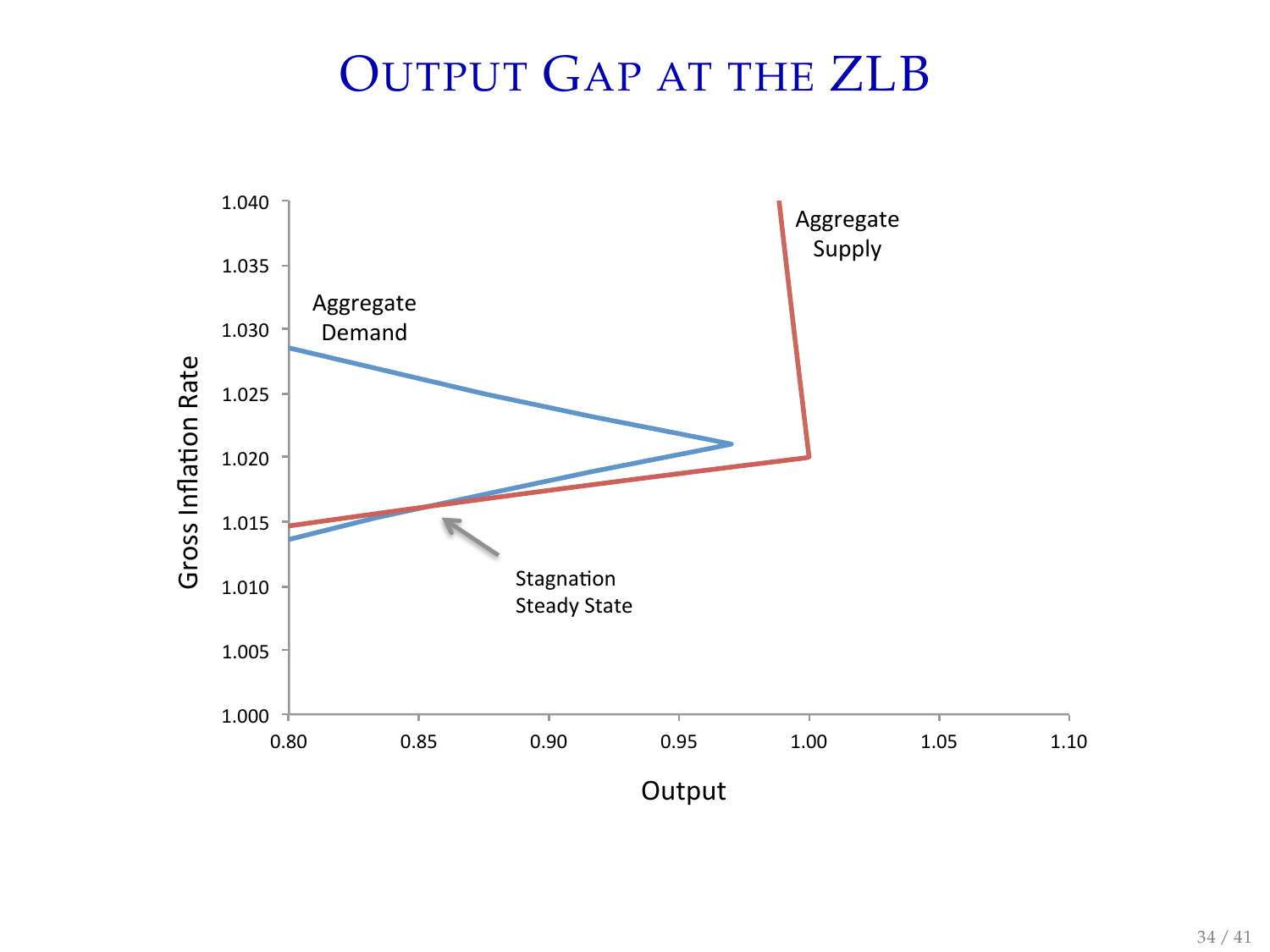# Output Gap at the ZLB

Gross Inflation Rate

1.040
1.035
1.030
1.025
1.020
1.015
1.010
1.005
1.000

0.80 0.85 0.90 0.95 1.00 1.05 1.10

Output

Aggregate Demand

Aggregate Supply

Stagnation Steady State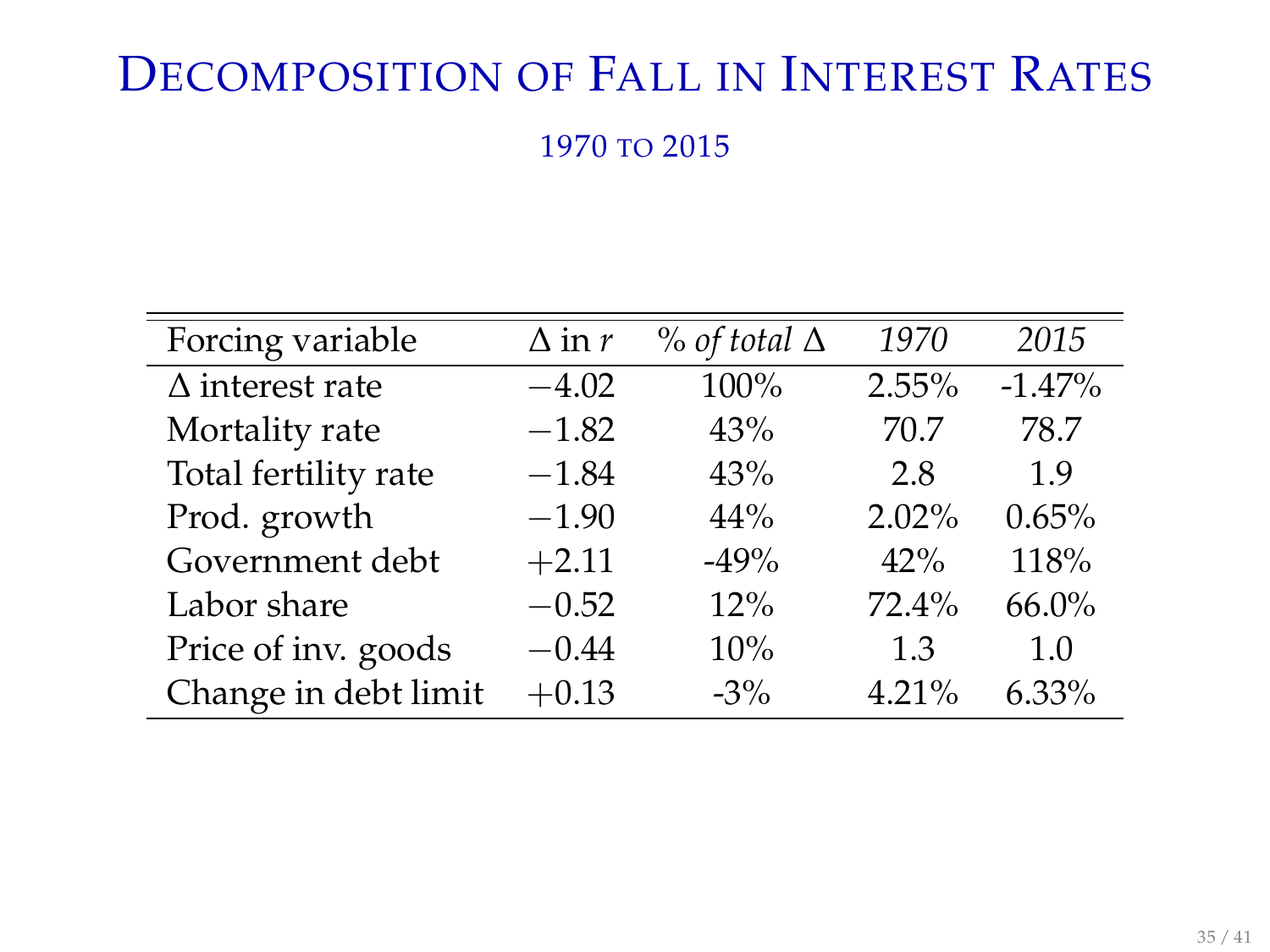# Decomposition of Fall in Interest Rates

1970 to 2015

| Forcing variable | $\Delta$ in $r$ | *% of total* $\Delta$ | *1970* | *2015* |
|---|---|---|---|---|
| $\Delta$ interest rate | $-4.02$ | 100% | 2.55% | -1.47% |
| Mortality rate | $-1.82$ | 43% | 70.7 | 78.7 |
| Total fertility rate | $-1.84$ | 43% | 2.8 | 1.9 |
| Prod. growth | $-1.90$ | 44% | 2.02% | 0.65% |
| Government debt | $+2.11$ | -49% | 42% | 118% |
| Labor share | $-0.52$ | 12% | 72.4% | 66.0% |
| Price of inv. goods | $-0.44$ | 10% | 1.3 | 1.0 |
| Change in debt limit | $+0.13$ | -3% | 4.21% | 6.33% |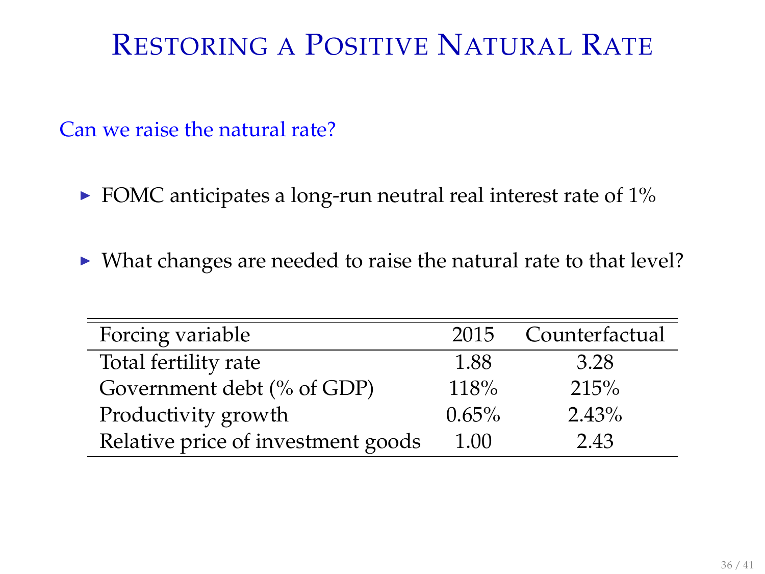# Restoring a Positive Natural Rate

Can we raise the natural rate?

- FOMC anticipates a long-run neutral real interest rate of 1%
- What changes are needed to raise the natural rate to that level?

| Forcing variable | 2015 | Counterfactual |
|---|---|---|
| Total fertility rate | 1.88 | 3.28 |
| Government debt (% of GDP) | 118% | 215% |
| Productivity growth | 0.65% | 2.43% |
| Relative price of investment goods | 1.00 | 2.43 |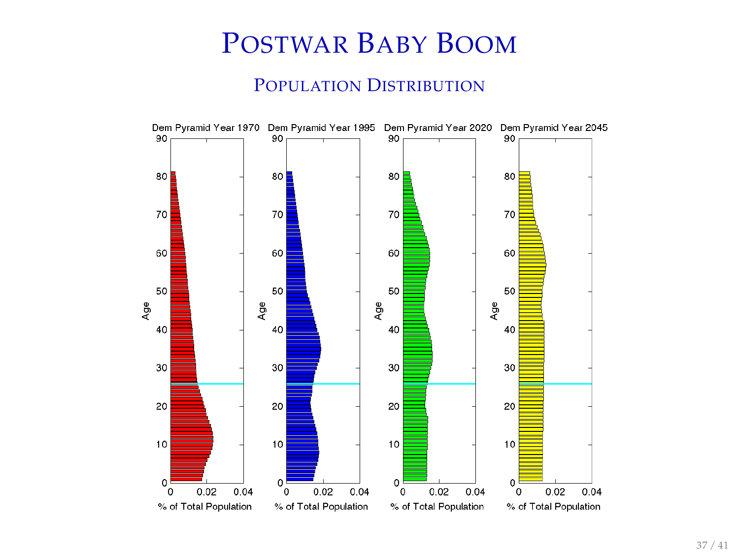# Postwar Baby Boom

## Population Distribution

Dem Pyramid Year 1970 | Dem Pyramid Year 1995 | Dem Pyramid Year 2020 | Dem Pyramid Year 2045

Age

% of Total Population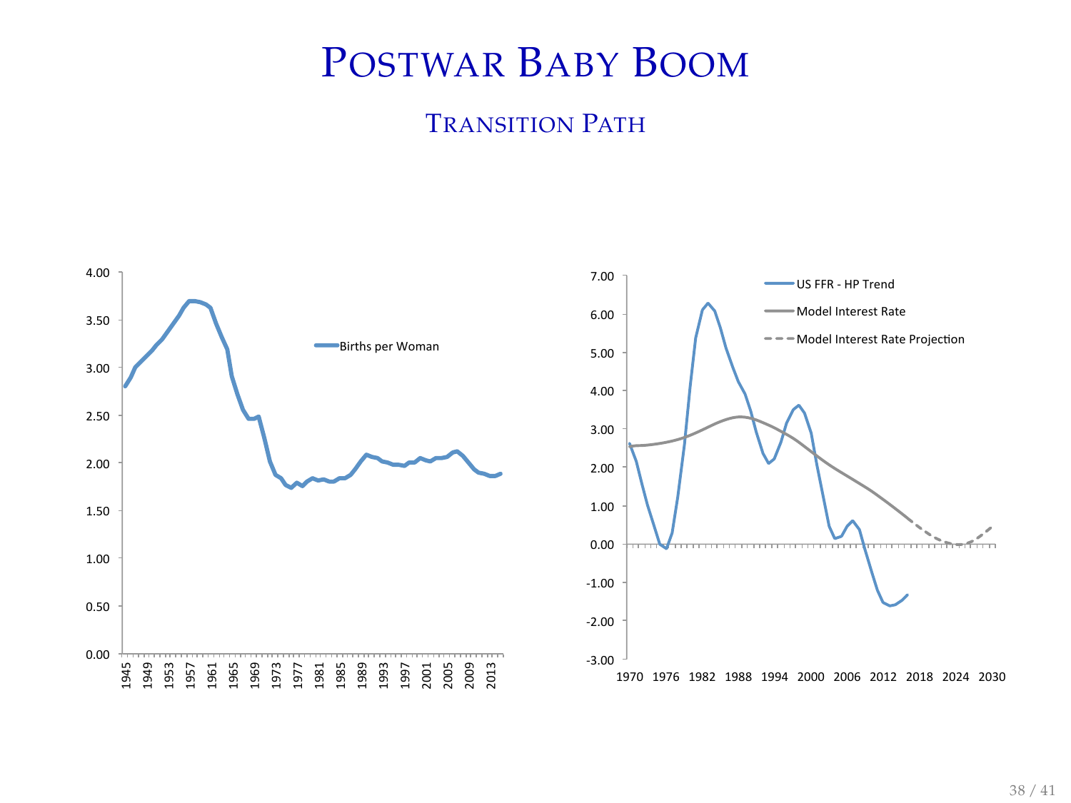# Postwar Baby Boom

## Transition Path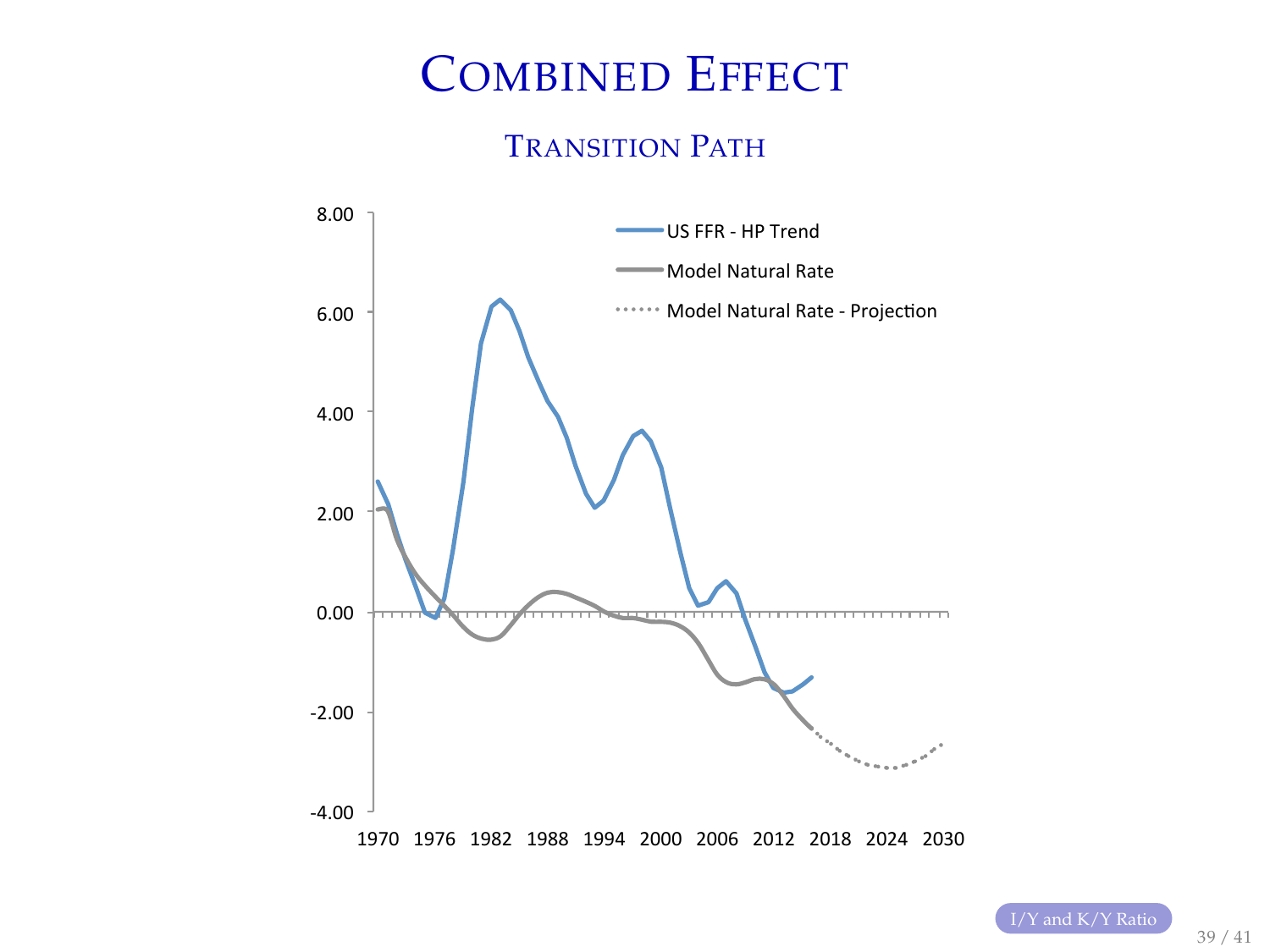# Combined Effect

## Transition Path

I/Y and K/Y Ratio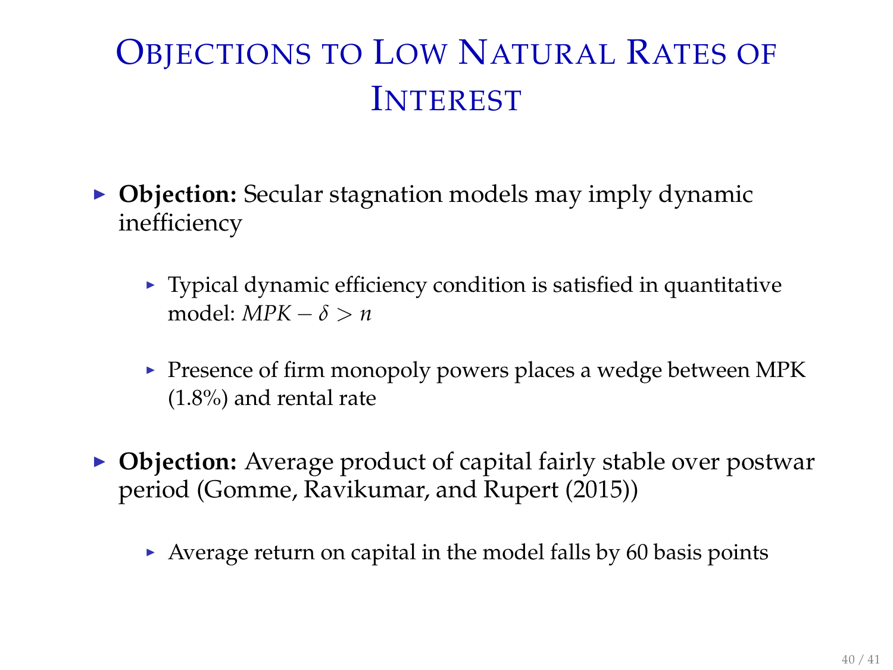# Objections to Low Natural Rates of Interest

- **Objection:** Secular stagnation models may imply dynamic inefficiency
  - Typical dynamic efficiency condition is satisfied in quantitative model: $MPK - \delta > n$
  - Presence of firm monopoly powers places a wedge between MPK (1.8%) and rental rate
- **Objection:** Average product of capital fairly stable over postwar period (Gomme, Ravikumar, and Rupert (2015))
  - Average return on capital in the model falls by 60 basis points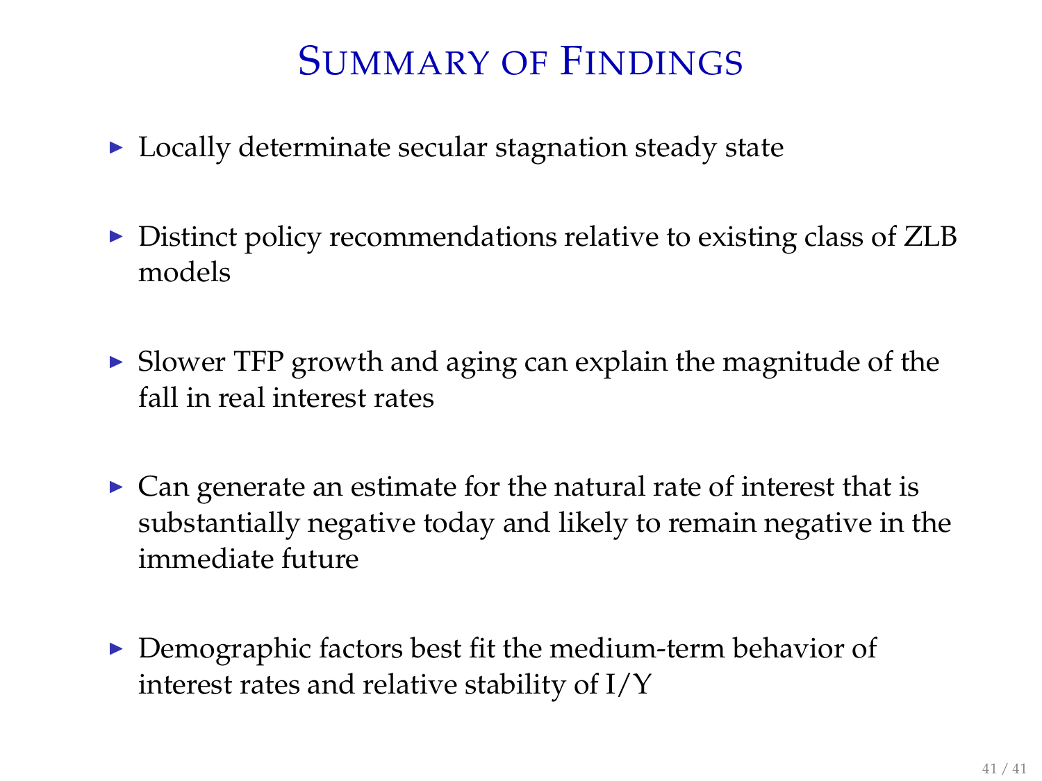# Summary of Findings

- Locally determinate secular stagnation steady state
- Distinct policy recommendations relative to existing class of ZLB models
- Slower TFP growth and aging can explain the magnitude of the fall in real interest rates
- Can generate an estimate for the natural rate of interest that is substantially negative today and likely to remain negative in the immediate future
- Demographic factors best fit the medium-term behavior of interest rates and relative stability of I/Y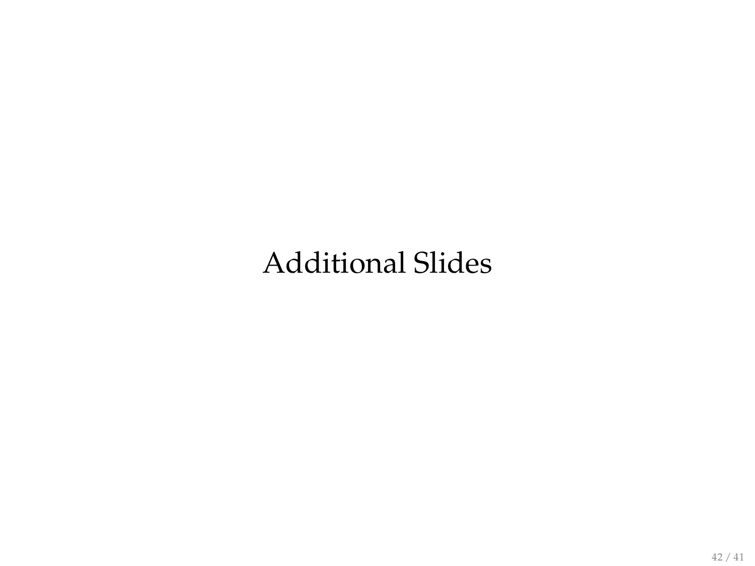# Additional Slides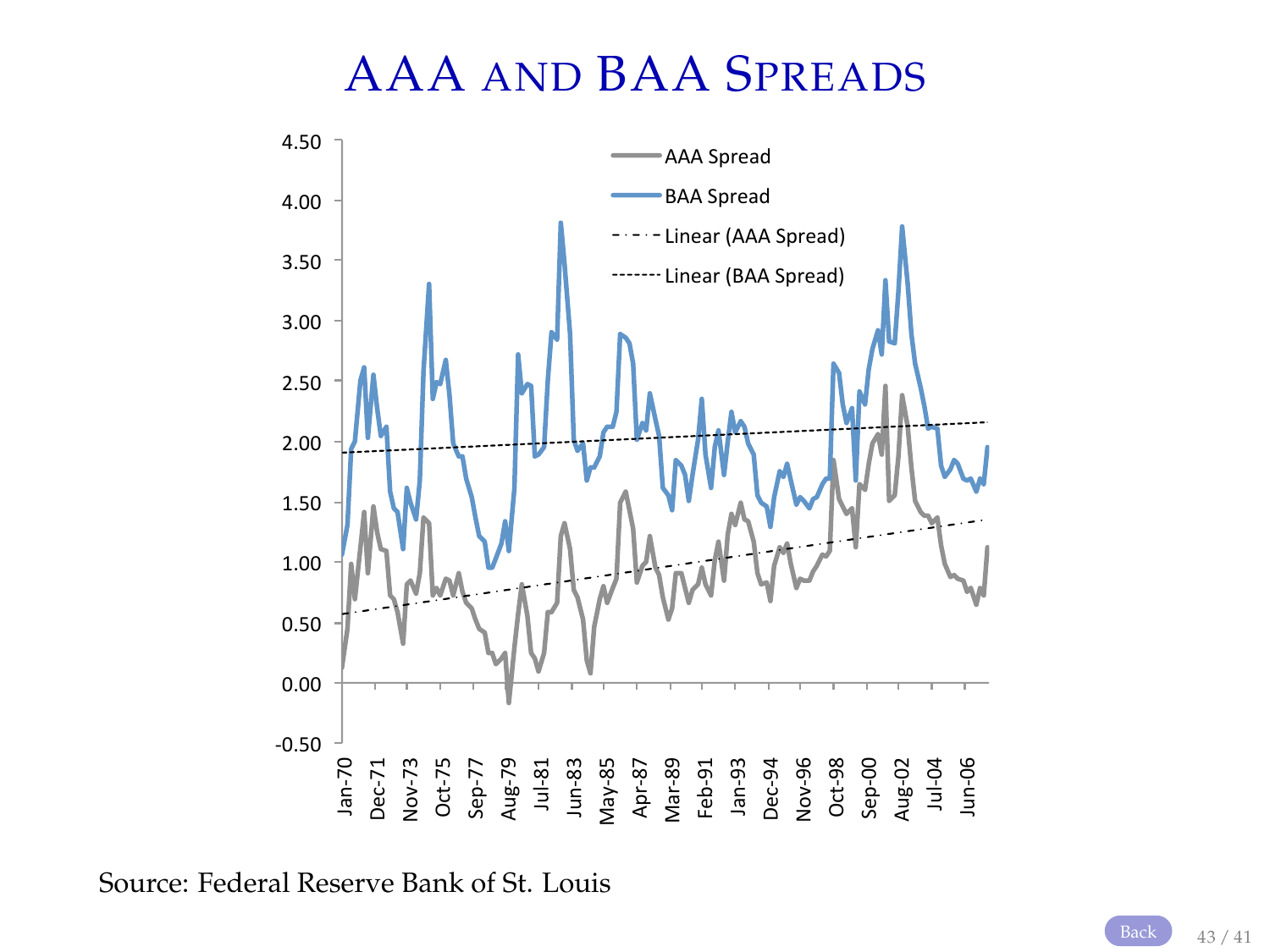# AAA and BAA Spreads

Source: Federal Reserve Bank of St. Louis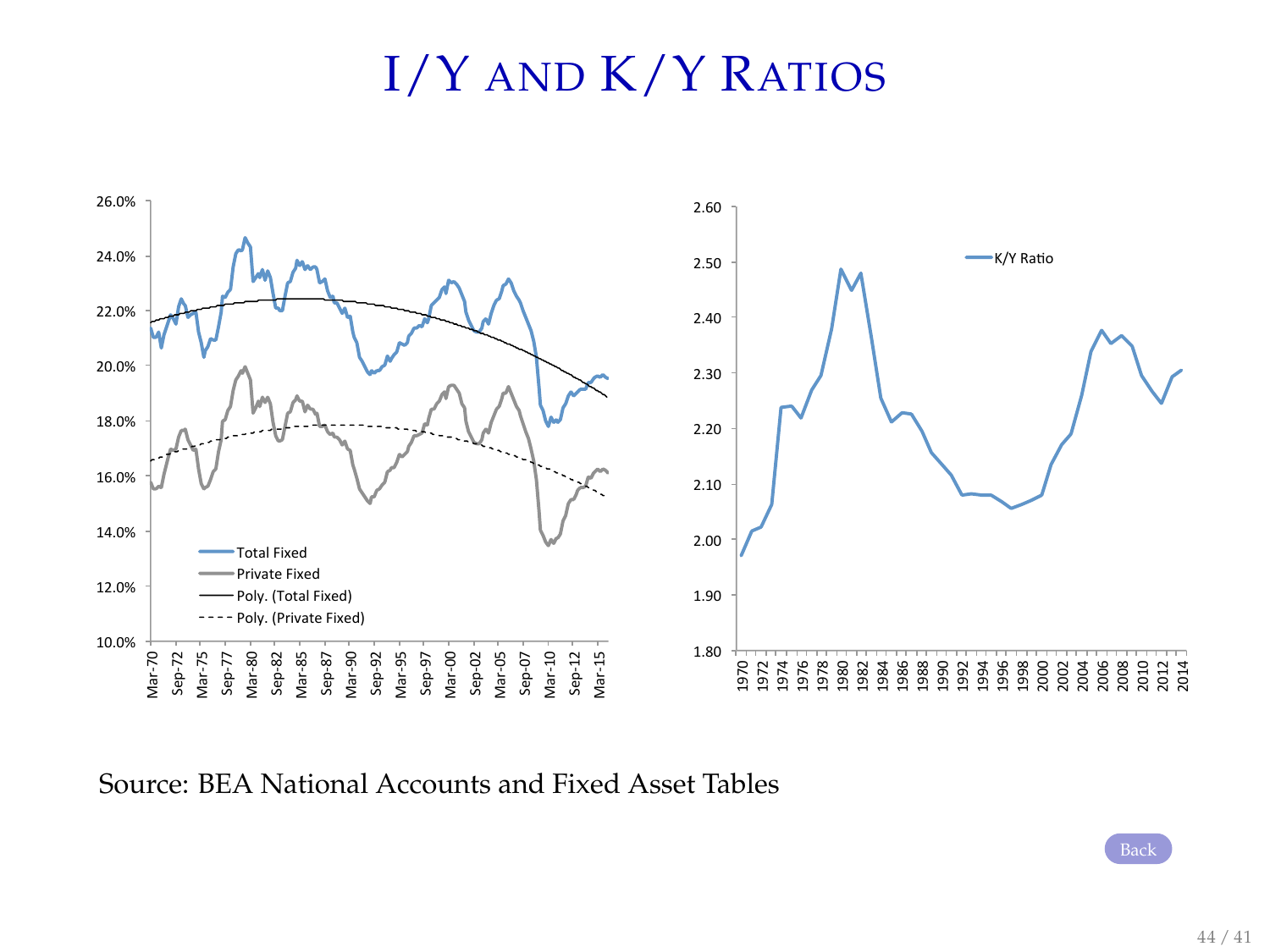# I/Y and K/Y Ratios

Source: BEA National Accounts and Fixed Asset Tables

Back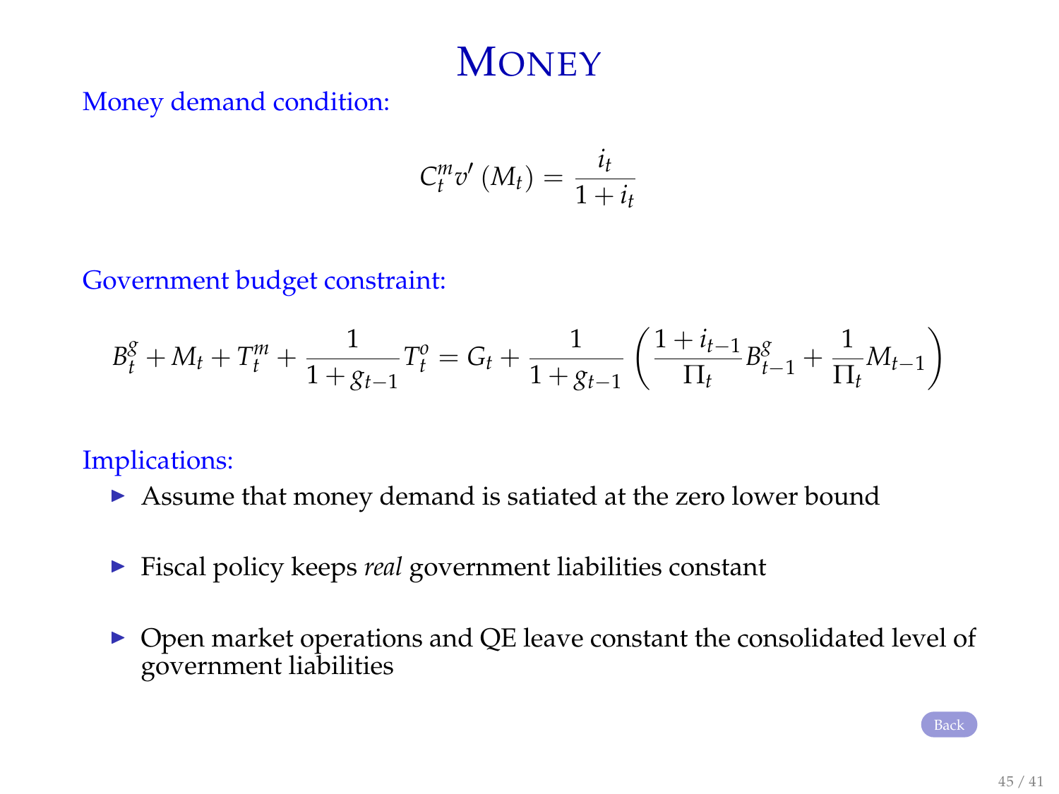# Money

Money demand condition:

$$C_t^m v'(M_t) = \frac{i_t}{1 + i_t}$$

Government budget constraint:

$$B_t^g + M_t + T_t^m + \frac{1}{1 + g_{t-1}} T_t^o = G_t + \frac{1}{1 + g_{t-1}} \left( \frac{1 + i_{t-1}}{\Pi_t} B_{t-1}^g + \frac{1}{\Pi_t} M_{t-1} \right)$$

Implications:

- Assume that money demand is satiated at the zero lower bound
- Fiscal policy keeps *real* government liabilities constant
- Open market operations and QE leave constant the consolidated level of government liabilities

Back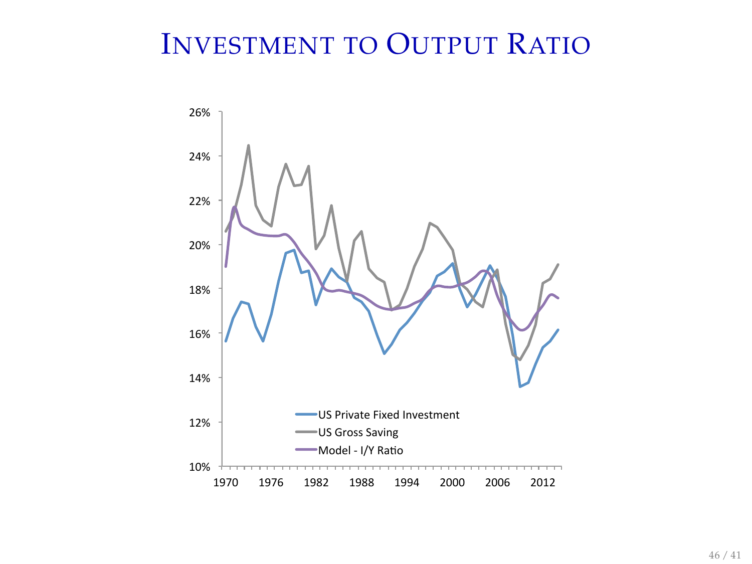# Investment to Output Ratio

26%
24%
22%
20%
18%
16%
14%
12%
10%

1970 1976 1982 1988 1994 2000 2006 2012

US Private Fixed Investment
US Gross Saving
Model - I/Y Ratio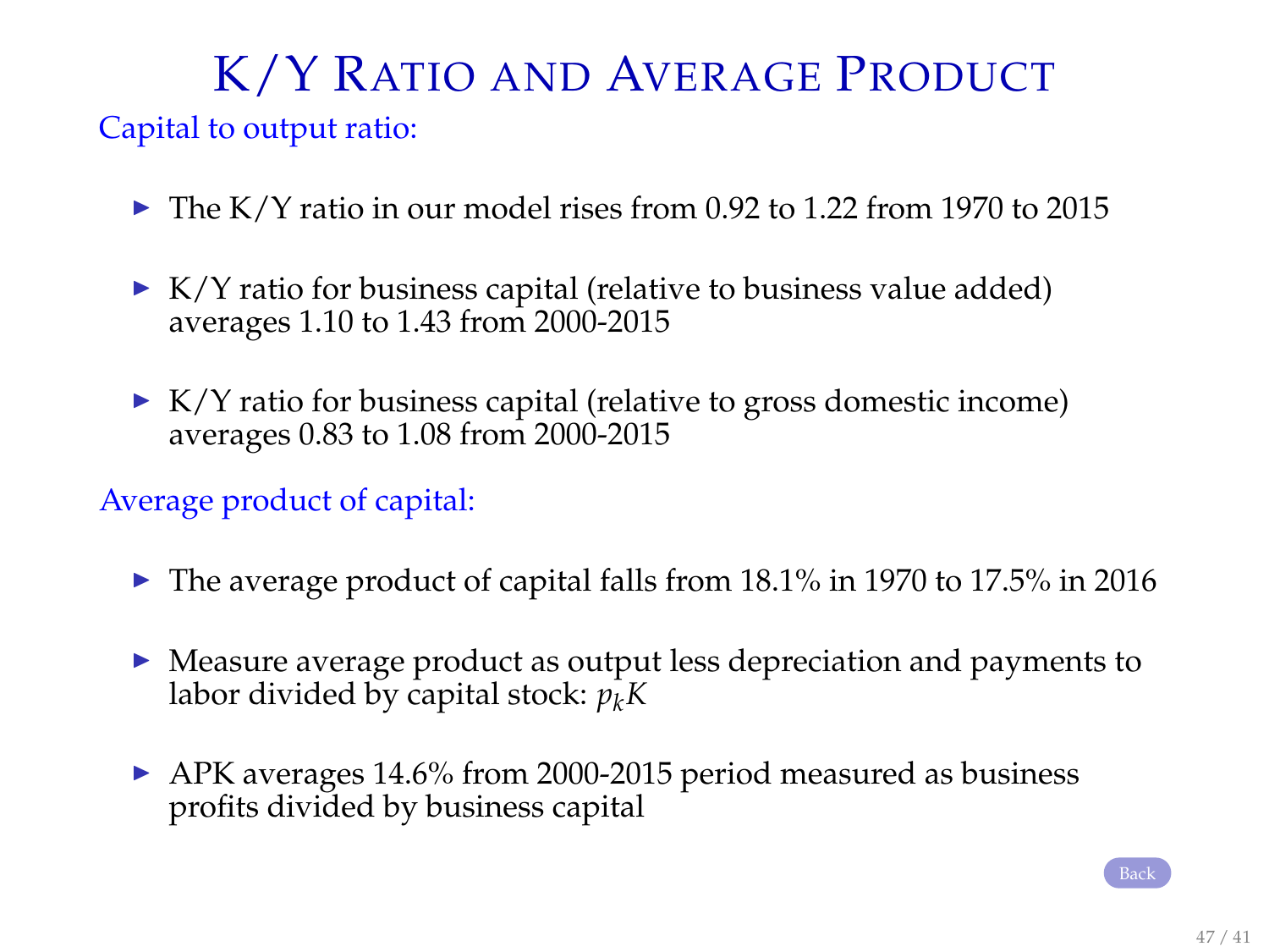# K/Y Ratio and Average Product

Capital to output ratio:

- The K/Y ratio in our model rises from 0.92 to 1.22 from 1970 to 2015
- K/Y ratio for business capital (relative to business value added) averages 1.10 to 1.43 from 2000-2015
- K/Y ratio for business capital (relative to gross domestic income) averages 0.83 to 1.08 from 2000-2015

Average product of capital:

- The average product of capital falls from 18.1% in 1970 to 17.5% in 2016
- Measure average product as output less depreciation and payments to labor divided by capital stock: $p_k K$
- APK averages 14.6% from 2000-2015 period measured as business profits divided by business capital

Back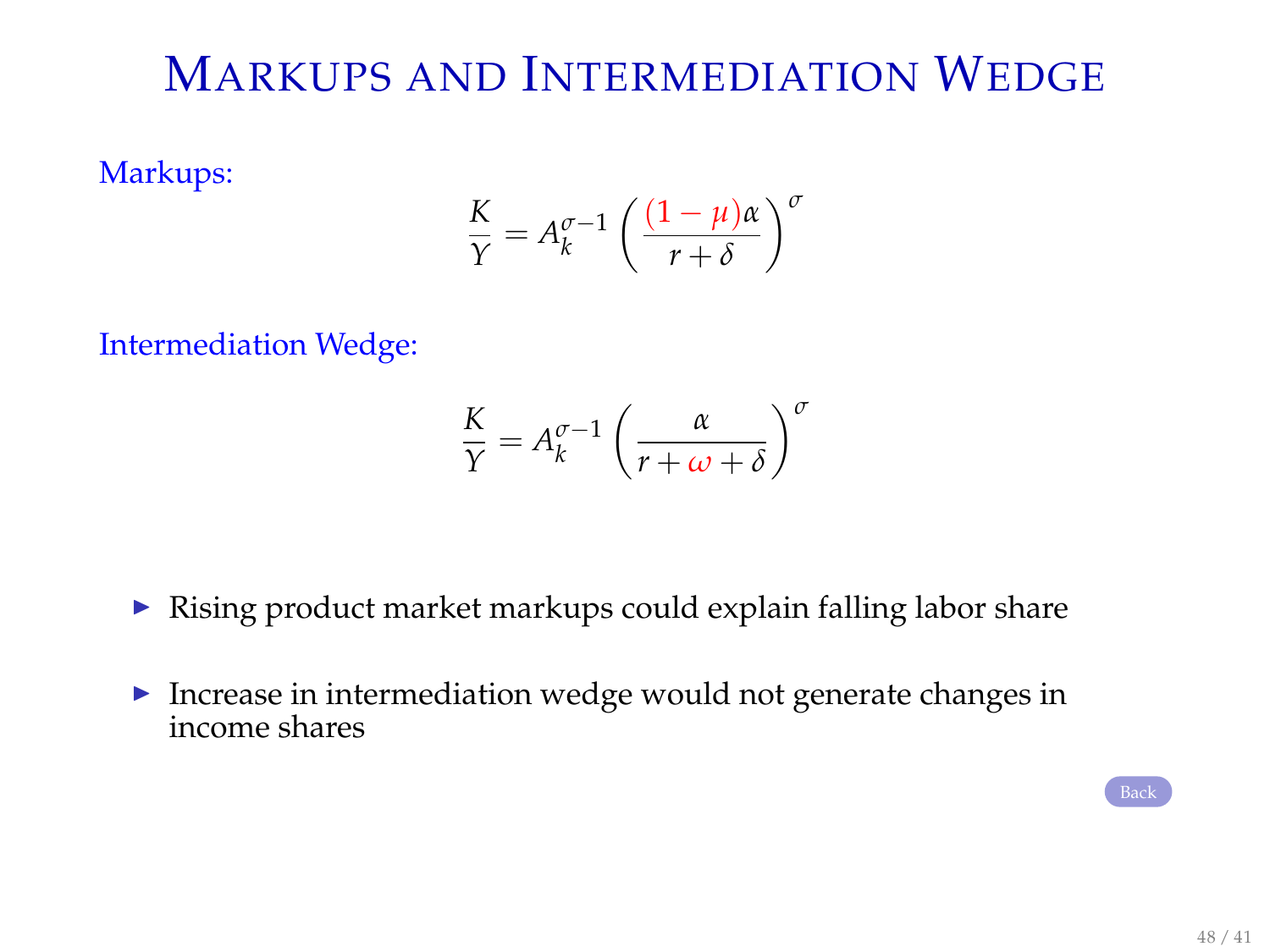# Markups and Intermediation Wedge

Markups:

$$\frac{K}{Y} = A_k^{\sigma-1} \left( \frac{(1-\mu)\alpha}{r+\delta} \right)^{\sigma}$$

Intermediation Wedge:

$$\frac{K}{Y} = A_k^{\sigma-1} \left( \frac{\alpha}{r+\omega+\delta} \right)^{\sigma}$$

- Rising product market markups could explain falling labor share
- Increase in intermediation wedge would not generate changes in income shares

Back